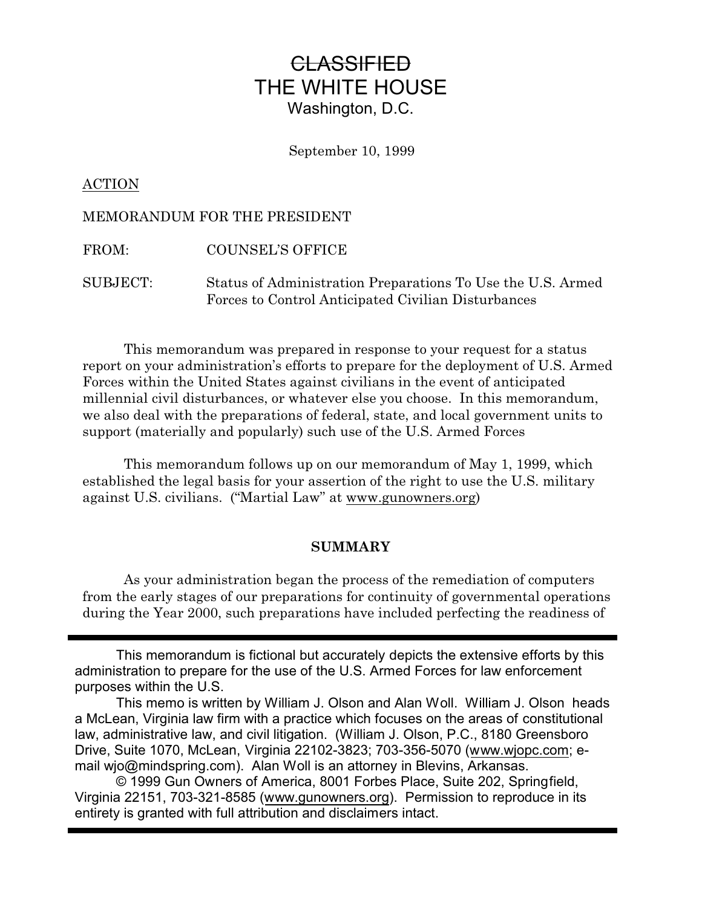# ~~CLASSIFIED~~
# THE WHITE HOUSE
## Washington, D.C.

September 10, 1999

ACTION

MEMORANDUM FOR THE PRESIDENT

FROM: COUNSEL'S OFFICE

SUBJECT: Status of Administration Preparations To Use the U.S. Armed Forces to Control Anticipated Civilian Disturbances

This memorandum was prepared in response to your request for a status report on your administration's efforts to prepare for the deployment of U.S. Armed Forces within the United States against civilians in the event of anticipated millennial civil disturbances, or whatever else you choose. In this memorandum, we also deal with the preparations of federal, state, and local government units to support (materially and popularly) such use of the U.S. Armed Forces

This memorandum follows up on our memorandum of May 1, 1999, which established the legal basis for your assertion of the right to use the U.S. military against U.S. civilians. ("Martial Law" at www.gunowners.org)

**SUMMARY**

As your administration began the process of the remediation of computers from the early stages of our preparations for continuity of governmental operations during the Year 2000, such preparations have included perfecting the readiness of

---

This memorandum is fictional but accurately depicts the extensive efforts by this administration to prepare for the use of the U.S. Armed Forces for law enforcement purposes within the U.S.

This memo is written by William J. Olson and Alan Woll. William J. Olson heads a McLean, Virginia law firm with a practice which focuses on the areas of constitutional law, administrative law, and civil litigation. (William J. Olson, P.C., 8180 Greensboro Drive, Suite 1070, McLean, Virginia 22102-3823; 703-356-5070 (www.wjopc.com; e-mail wjo@mindspring.com). Alan Woll is an attorney in Blevins, Arkansas.

© 1999 Gun Owners of America, 8001 Forbes Place, Suite 202, Springfield, Virginia 22151, 703-321-8585 (www.gunowners.org). Permission to reproduce in its entirety is granted with full attribution and disclaimers intact.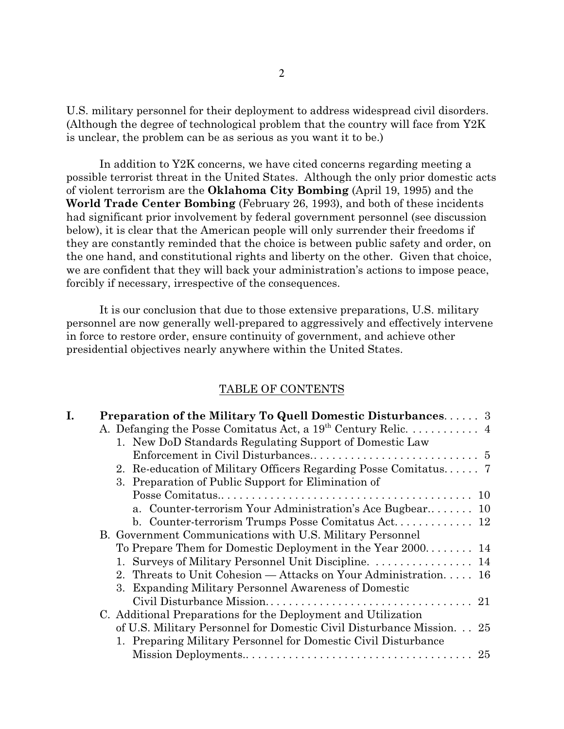U.S. military personnel for their deployment to address widespread civil disorders. (Although the degree of technological problem that the country will face from Y2K is unclear, the problem can be as serious as you want it to be.)

In addition to Y2K concerns, we have cited concerns regarding meeting a possible terrorist threat in the United States. Although the only prior domestic acts of violent terrorism are the **Oklahoma City Bombing** (April 19, 1995) and the **World Trade Center Bombing** (February 26, 1993), and both of these incidents had significant prior involvement by federal government personnel (see discussion below), it is clear that the American people will only surrender their freedoms if they are constantly reminded that the choice is between public safety and order, on the one hand, and constitutional rights and liberty on the other. Given that choice, we are confident that they will back your administration's actions to impose peace, forcibly if necessary, irrespective of the consequences.

It is our conclusion that due to those extensive preparations, U.S. military personnel are now generally well-prepared to aggressively and effectively intervene in force to restore order, ensure continuity of government, and achieve other presidential objectives nearly anywhere within the United States.

TABLE OF CONTENTS

- **I. Preparation of the Military To Quell Domestic Disturbances** ...... 3
  - A. Defanging the Posse Comitatus Act, a 19th Century Relic. ........... 4
    - 1. New DoD Standards Regulating Support of Domestic Law Enforcement in Civil Disturbances.. .......................... 5
    - 2. Re-education of Military Officers Regarding Posse Comitatus. ..... 7
    - 3. Preparation of Public Support for Elimination of Posse Comitatus.. ...................................... 10
      - a. Counter-terrorism Your Administration's Ace Bugbear.. ....... 10
      - b. Counter-terrorism Trumps Posse Comitatus Act. ............ 12
  - B. Government Communications with U.S. Military Personnel To Prepare Them for Domestic Deployment in the Year 2000. ....... 14
    - 1. Surveys of Military Personnel Unit Discipline. ................ 14
    - 2. Threats to Unit Cohesion — Attacks on Your Administration. .... 16
    - 3. Expanding Military Personnel Awareness of Domestic Civil Disturbance Mission. ................................ 21
  - C. Additional Preparations for the Deployment and Utilization of U.S. Military Personnel for Domestic Civil Disturbance Mission. .. 25
    - 1. Preparing Military Personnel for Domestic Civil Disturbance Mission Deployments.. ................................... 25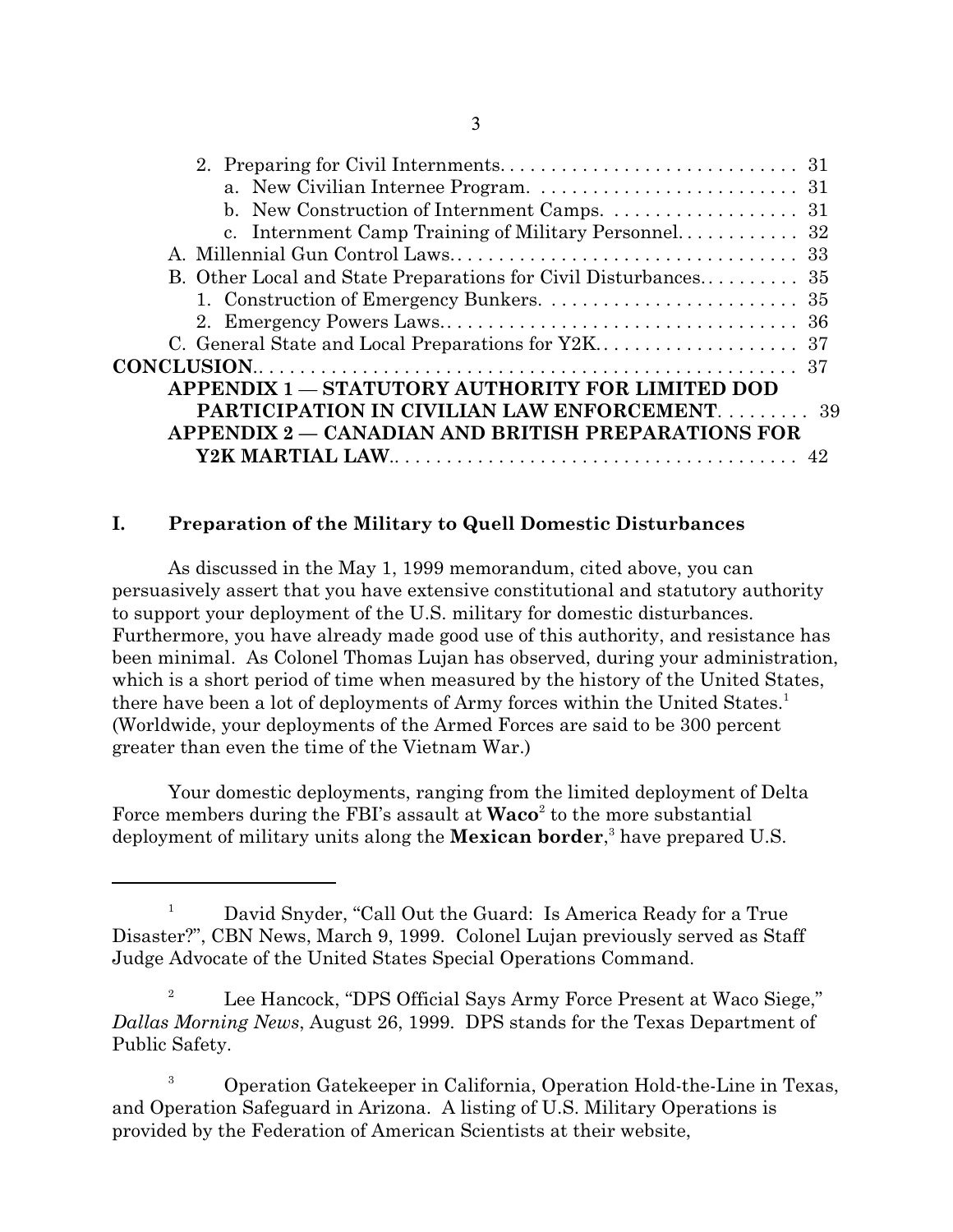2. Preparing for Civil Internments. . . . . . . . . . . . . . . . . . . . . . . . . . . . . 31
    a. New Civilian Internee Program. . . . . . . . . . . . . . . . . . . . . . . . . . 31
    b. New Construction of Internment Camps. . . . . . . . . . . . . . . . . . 31
    c. Internment Camp Training of Military Personnel. . . . . . . . . . . . 32

A. Millennial Gun Control Laws. . . . . . . . . . . . . . . . . . . . . . . . . . . . . . . . . 33

B. Other Local and State Preparations for Civil Disturbances. . . . . . . . . . 35
    1. Construction of Emergency Bunkers. . . . . . . . . . . . . . . . . . . . . . . . . 35
    2. Emergency Powers Laws. . . . . . . . . . . . . . . . . . . . . . . . . . . . . . . . . . 36

C. General State and Local Preparations for Y2K. . . . . . . . . . . . . . . . . . . 37

**CONCLUSION**. . . . . . . . . . . . . . . . . . . . . . . . . . . . . . . . . . . . . . . . . . . . . . . . 37

**APPENDIX 1 — STATUTORY AUTHORITY FOR LIMITED DOD PARTICIPATION IN CIVILIAN LAW ENFORCEMENT**. . . . . . . . . 39

**APPENDIX 2 — CANADIAN AND BRITISH PREPARATIONS FOR Y2K MARTIAL LAW**. . . . . . . . . . . . . . . . . . . . . . . . . . . . . . . . . . . . . . 42

## I. Preparation of the Military to Quell Domestic Disturbances

As discussed in the May 1, 1999 memorandum, cited above, you can persuasively assert that you have extensive constitutional and statutory authority to support your deployment of the U.S. military for domestic disturbances. Furthermore, you have already made good use of this authority, and resistance has been minimal. As Colonel Thomas Lujan has observed, during your administration, which is a short period of time when measured by the history of the United States, there have been a lot of deployments of Army forces within the United States.[1] (Worldwide, your deployments of the Armed Forces are said to be 300 percent greater than even the time of the Vietnam War.)

Your domestic deployments, ranging from the limited deployment of Delta Force members during the FBI's assault at **Waco**[2] to the more substantial deployment of military units along the **Mexican border**,[3] have prepared U.S.

---

[1] David Snyder, "Call Out the Guard: Is America Ready for a True Disaster?", CBN News, March 9, 1999. Colonel Lujan previously served as Staff Judge Advocate of the United States Special Operations Command.

[2] Lee Hancock, "DPS Official Says Army Force Present at Waco Siege," *Dallas Morning News*, August 26, 1999. DPS stands for the Texas Department of Public Safety.

[3] Operation Gatekeeper in California, Operation Hold-the-Line in Texas, and Operation Safeguard in Arizona. A listing of U.S. Military Operations is provided by the Federation of American Scientists at their website,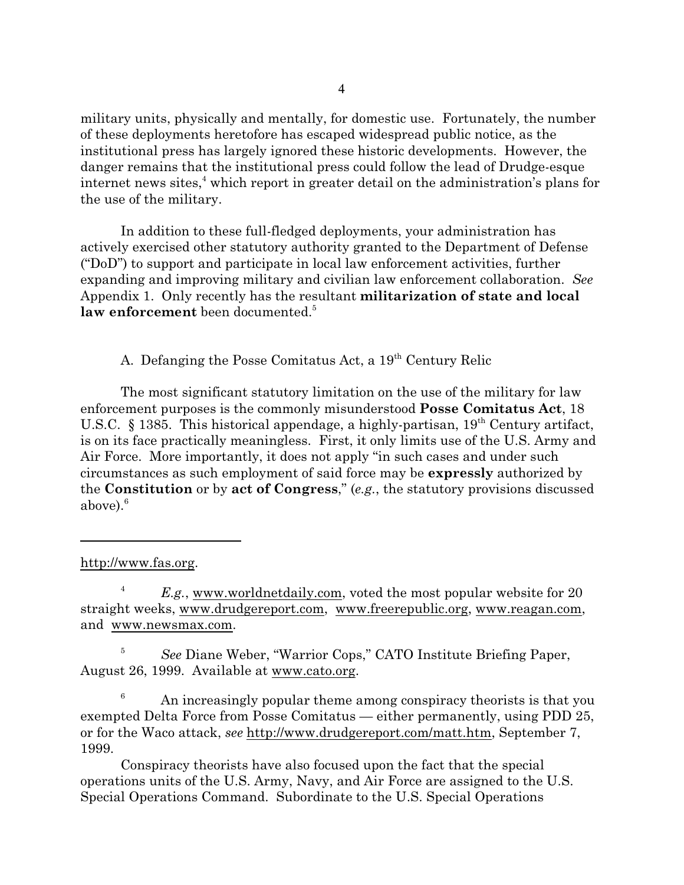military units, physically and mentally, for domestic use. Fortunately, the number of these deployments heretofore has escaped widespread public notice, as the institutional press has largely ignored these historic developments. However, the danger remains that the institutional press could follow the lead of Drudge-esque internet news sites,[4] which report in greater detail on the administration's plans for the use of the military.

In addition to these full-fledged deployments, your administration has actively exercised other statutory authority granted to the Department of Defense ("DoD") to support and participate in local law enforcement activities, further expanding and improving military and civilian law enforcement collaboration. *See* Appendix 1. Only recently has the resultant **militarization of state and local law enforcement** been documented.[5]

A. Defanging the Posse Comitatus Act, a 19th Century Relic

The most significant statutory limitation on the use of the military for law enforcement purposes is the commonly misunderstood **Posse Comitatus Act**, 18 U.S.C. § 1385. This historical appendage, a highly-partisan, 19th Century artifact, is on its face practically meaningless. First, it only limits use of the U.S. Army and Air Force. More importantly, it does not apply "in such cases and under such circumstances as such employment of said force may be **expressly** authorized by the **Constitution** or by **act of Congress**," (*e.g.*, the statutory provisions discussed above).[6]

---

http://www.fas.org.

[4] *E.g.*, www.worldnetdaily.com, voted the most popular website for 20 straight weeks, www.drudgereport.com, www.freerepublic.org, www.reagan.com, and www.newsmax.com.

[5] *See* Diane Weber, "Warrior Cops," CATO Institute Briefing Paper, August 26, 1999. Available at www.cato.org.

[6] An increasingly popular theme among conspiracy theorists is that you exempted Delta Force from Posse Comitatus — either permanently, using PDD 25, or for the Waco attack, *see* http://www.drudgereport.com/matt.htm, September 7, 1999.

Conspiracy theorists have also focused upon the fact that the special operations units of the U.S. Army, Navy, and Air Force are assigned to the U.S. Special Operations Command. Subordinate to the U.S. Special Operations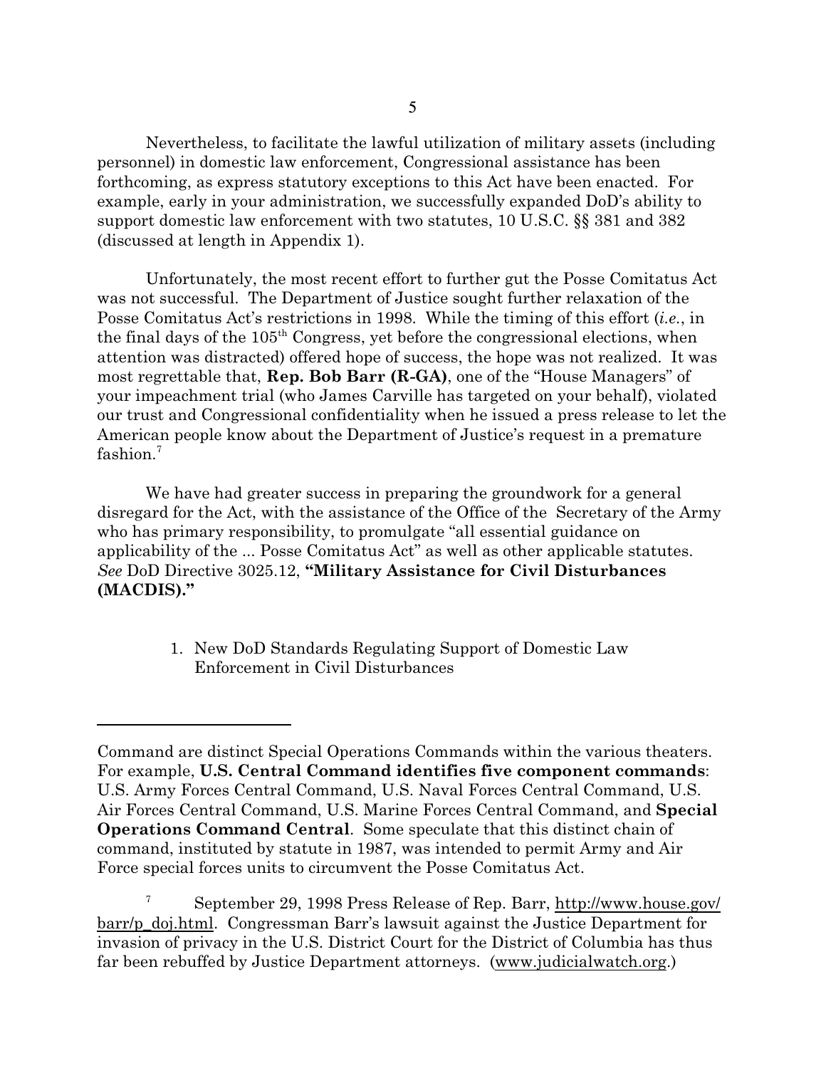Nevertheless, to facilitate the lawful utilization of military assets (including personnel) in domestic law enforcement, Congressional assistance has been forthcoming, as express statutory exceptions to this Act have been enacted. For example, early in your administration, we successfully expanded DoD's ability to support domestic law enforcement with two statutes, 10 U.S.C. §§ 381 and 382 (discussed at length in Appendix 1).

Unfortunately, the most recent effort to further gut the Posse Comitatus Act was not successful. The Department of Justice sought further relaxation of the Posse Comitatus Act's restrictions in 1998. While the timing of this effort (*i.e.*, in the final days of the 105th Congress, yet before the congressional elections, when attention was distracted) offered hope of success, the hope was not realized. It was most regrettable that, **Rep. Bob Barr (R-GA)**, one of the "House Managers" of your impeachment trial (who James Carville has targeted on your behalf), violated our trust and Congressional confidentiality when he issued a press release to let the American people know about the Department of Justice's request in a premature fashion.[7]

We have had greater success in preparing the groundwork for a general disregard for the Act, with the assistance of the Office of the Secretary of the Army who has primary responsibility, to promulgate "all essential guidance on applicability of the ... Posse Comitatus Act" as well as other applicable statutes. *See* DoD Directive 3025.12, **"Military Assistance for Civil Disturbances (MACDIS)."**

1. New DoD Standards Regulating Support of Domestic Law Enforcement in Civil Disturbances

---

Command are distinct Special Operations Commands within the various theaters. For example, **U.S. Central Command identifies five component commands**: U.S. Army Forces Central Command, U.S. Naval Forces Central Command, U.S. Air Forces Central Command, U.S. Marine Forces Central Command, and **Special Operations Command Central**. Some speculate that this distinct chain of command, instituted by statute in 1987, was intended to permit Army and Air Force special forces units to circumvent the Posse Comitatus Act.

[7] September 29, 1998 Press Release of Rep. Barr, http://www.house.gov/barr/p_doj.html. Congressman Barr's lawsuit against the Justice Department for invasion of privacy in the U.S. District Court for the District of Columbia has thus far been rebuffed by Justice Department attorneys. (www.judicialwatch.org.)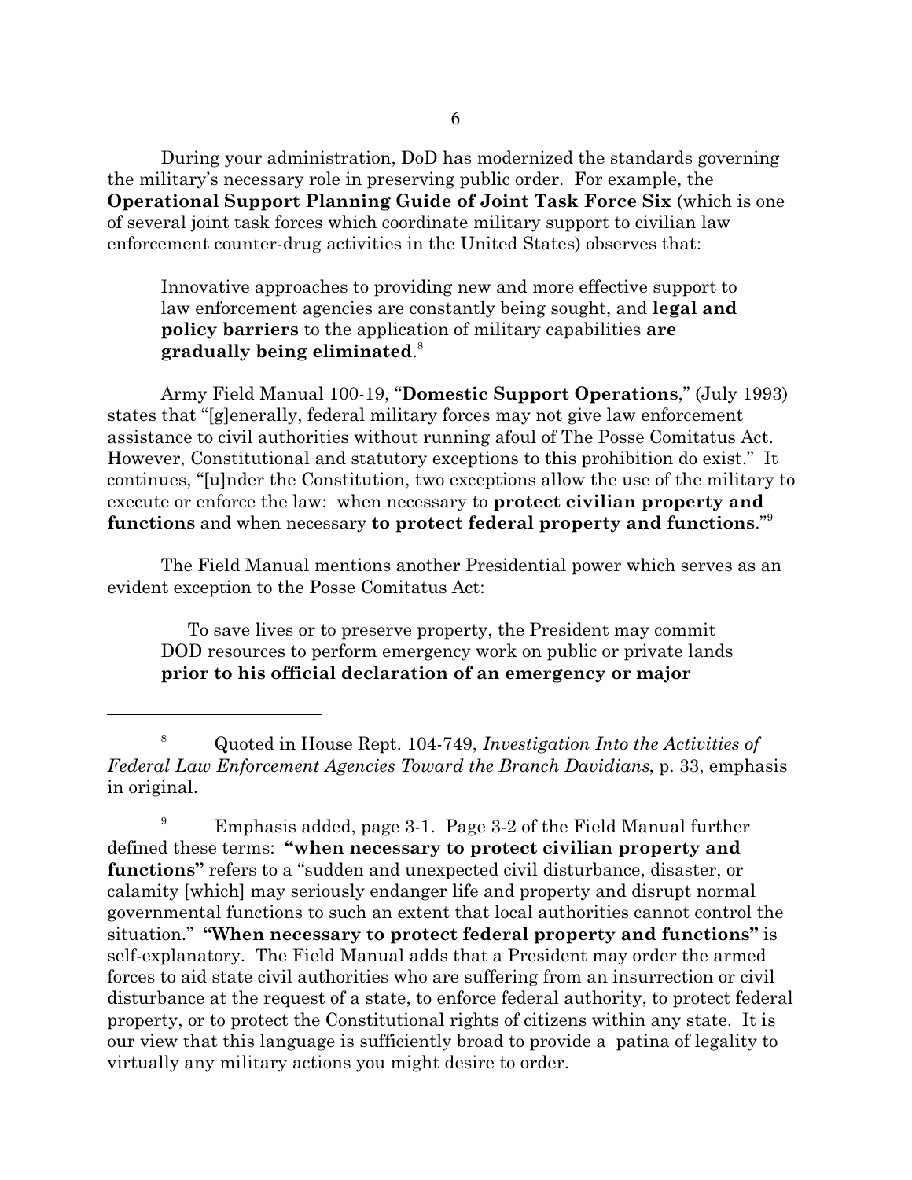During your administration, DoD has modernized the standards governing the military's necessary role in preserving public order. For example, the **Operational Support Planning Guide of Joint Task Force Six** (which is one of several joint task forces which coordinate military support to civilian law enforcement counter-drug activities in the United States) observes that:

> Innovative approaches to providing new and more effective support to law enforcement agencies are constantly being sought, and **legal and policy barriers** to the application of military capabilities **are gradually being eliminated**.[8]

Army Field Manual 100-19, "**Domestic Support Operations**," (July 1993) states that "[g]enerally, federal military forces may not give law enforcement assistance to civil authorities without running afoul of The Posse Comitatus Act. However, Constitutional and statutory exceptions to this prohibition do exist." It continues, "[u]nder the Constitution, two exceptions allow the use of the military to execute or enforce the law: when necessary to **protect civilian property and functions** and when necessary **to protect federal property and functions**."[9]

The Field Manual mentions another Presidential power which serves as an evident exception to the Posse Comitatus Act:

> To save lives or to preserve property, the President may commit DOD resources to perform emergency work on public or private lands **prior to his official declaration of an emergency or major**

---

[8] Quoted in House Rept. 104-749, *Investigation Into the Activities of Federal Law Enforcement Agencies Toward the Branch Davidians*, p. 33, emphasis in original.

[9] Emphasis added, page 3-1. Page 3-2 of the Field Manual further defined these terms: **"when necessary to protect civilian property and functions"** refers to a "sudden and unexpected civil disturbance, disaster, or calamity [which] may seriously endanger life and property and disrupt normal governmental functions to such an extent that local authorities cannot control the situation." **"When necessary to protect federal property and functions"** is self-explanatory. The Field Manual adds that a President may order the armed forces to aid state civil authorities who are suffering from an insurrection or civil disturbance at the request of a state, to enforce federal authority, to protect federal property, or to protect the Constitutional rights of citizens within any state. It is our view that this language is sufficiently broad to provide a patina of legality to virtually any military actions you might desire to order.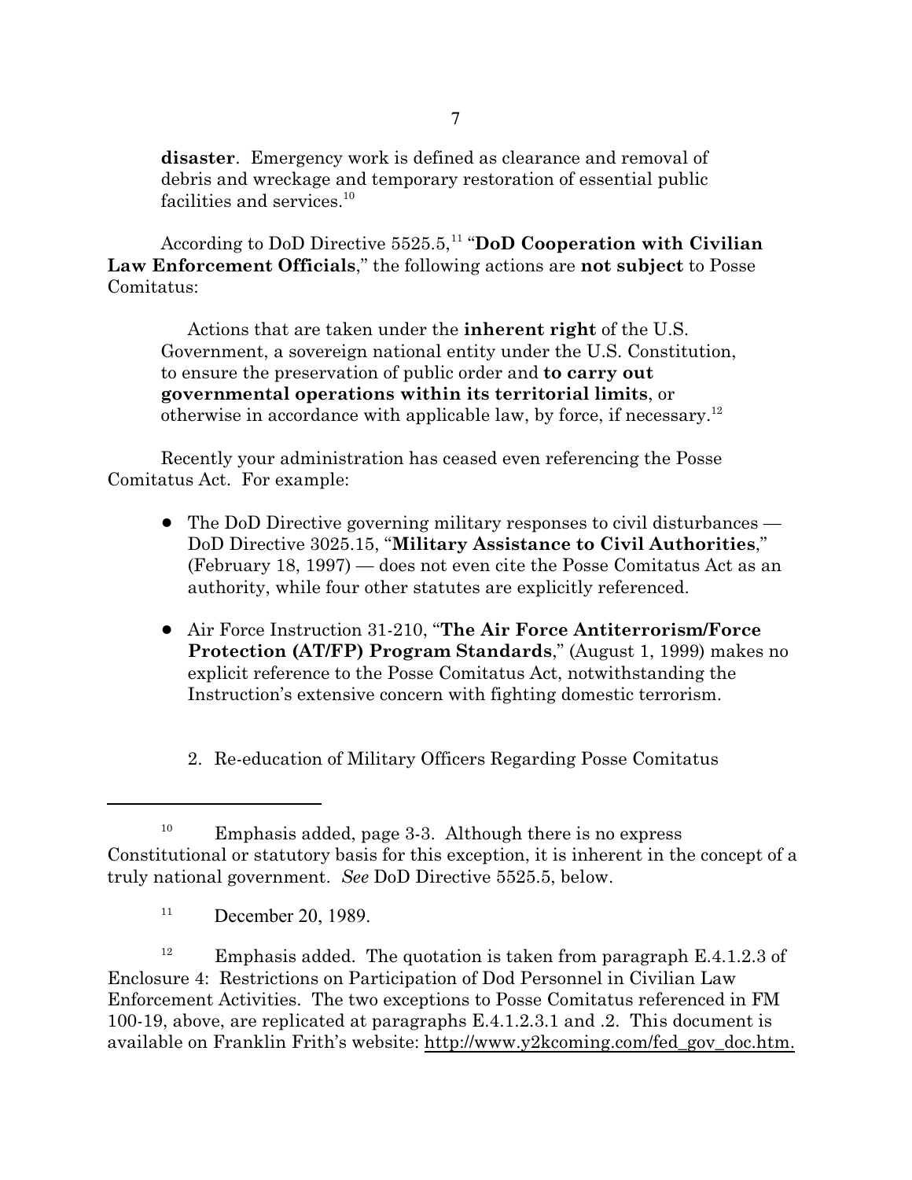**disaster**. Emergency work is defined as clearance and removal of debris and wreckage and temporary restoration of essential public facilities and services.[10]

According to DoD Directive 5525.5,[11] "**DoD Cooperation with Civilian Law Enforcement Officials**," the following actions are **not subject** to Posse Comitatus:

> Actions that are taken under the **inherent right** of the U.S. Government, a sovereign national entity under the U.S. Constitution, to ensure the preservation of public order and **to carry out governmental operations within its territorial limits**, or otherwise in accordance with applicable law, by force, if necessary.[12]

Recently your administration has ceased even referencing the Posse Comitatus Act. For example:

- The DoD Directive governing military responses to civil disturbances — DoD Directive 3025.15, "**Military Assistance to Civil Authorities**," (February 18, 1997) — does not even cite the Posse Comitatus Act as an authority, while four other statutes are explicitly referenced.
- Air Force Instruction 31-210, "**The Air Force Antiterrorism/Force Protection (AT/FP) Program Standards**," (August 1, 1999) makes no explicit reference to the Posse Comitatus Act, notwithstanding the Instruction's extensive concern with fighting domestic terrorism.

2. Re-education of Military Officers Regarding Posse Comitatus

---

[10] Emphasis added, page 3-3. Although there is no express Constitutional or statutory basis for this exception, it is inherent in the concept of a truly national government. *See* DoD Directive 5525.5, below.

[11] December 20, 1989.

[12] Emphasis added. The quotation is taken from paragraph E.4.1.2.3 of Enclosure 4: Restrictions on Participation of Dod Personnel in Civilian Law Enforcement Activities. The two exceptions to Posse Comitatus referenced in FM 100-19, above, are replicated at paragraphs E.4.1.2.3.1 and .2. This document is available on Franklin Frith's website: http://www.y2kcoming.com/fed_gov_doc.htm.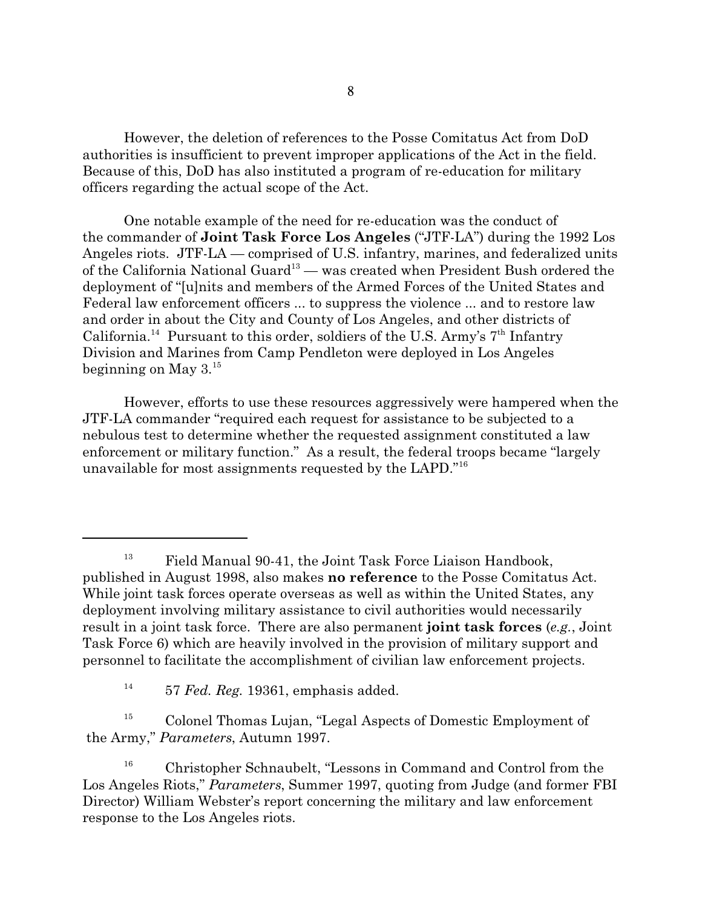However, the deletion of references to the Posse Comitatus Act from DoD authorities is insufficient to prevent improper applications of the Act in the field. Because of this, DoD has also instituted a program of re-education for military officers regarding the actual scope of the Act.

One notable example of the need for re-education was the conduct of the commander of **Joint Task Force Los Angeles** ("JTF-LA") during the 1992 Los Angeles riots. JTF-LA — comprised of U.S. infantry, marines, and federalized units of the California National Guard[13] — was created when President Bush ordered the deployment of "[u]nits and members of the Armed Forces of the United States and Federal law enforcement officers ... to suppress the violence ... and to restore law and order in about the City and County of Los Angeles, and other districts of California.[14] Pursuant to this order, soldiers of the U.S. Army's 7th Infantry Division and Marines from Camp Pendleton were deployed in Los Angeles beginning on May 3.[15]

However, efforts to use these resources aggressively were hampered when the JTF-LA commander "required each request for assistance to be subjected to a nebulous test to determine whether the requested assignment constituted a law enforcement or military function." As a result, the federal troops became "largely unavailable for most assignments requested by the LAPD."[16]

---

[13] Field Manual 90-41, the Joint Task Force Liaison Handbook, published in August 1998, also makes **no reference** to the Posse Comitatus Act. While joint task forces operate overseas as well as within the United States, any deployment involving military assistance to civil authorities would necessarily result in a joint task force. There are also permanent **joint task forces** (*e.g.*, Joint Task Force 6) which are heavily involved in the provision of military support and personnel to facilitate the accomplishment of civilian law enforcement projects.

[14] 57 *Fed. Reg.* 19361, emphasis added.

[15] Colonel Thomas Lujan, "Legal Aspects of Domestic Employment of the Army," *Parameters*, Autumn 1997.

[16] Christopher Schnaubelt, "Lessons in Command and Control from the Los Angeles Riots," *Parameters*, Summer 1997, quoting from Judge (and former FBI Director) William Webster's report concerning the military and law enforcement response to the Los Angeles riots.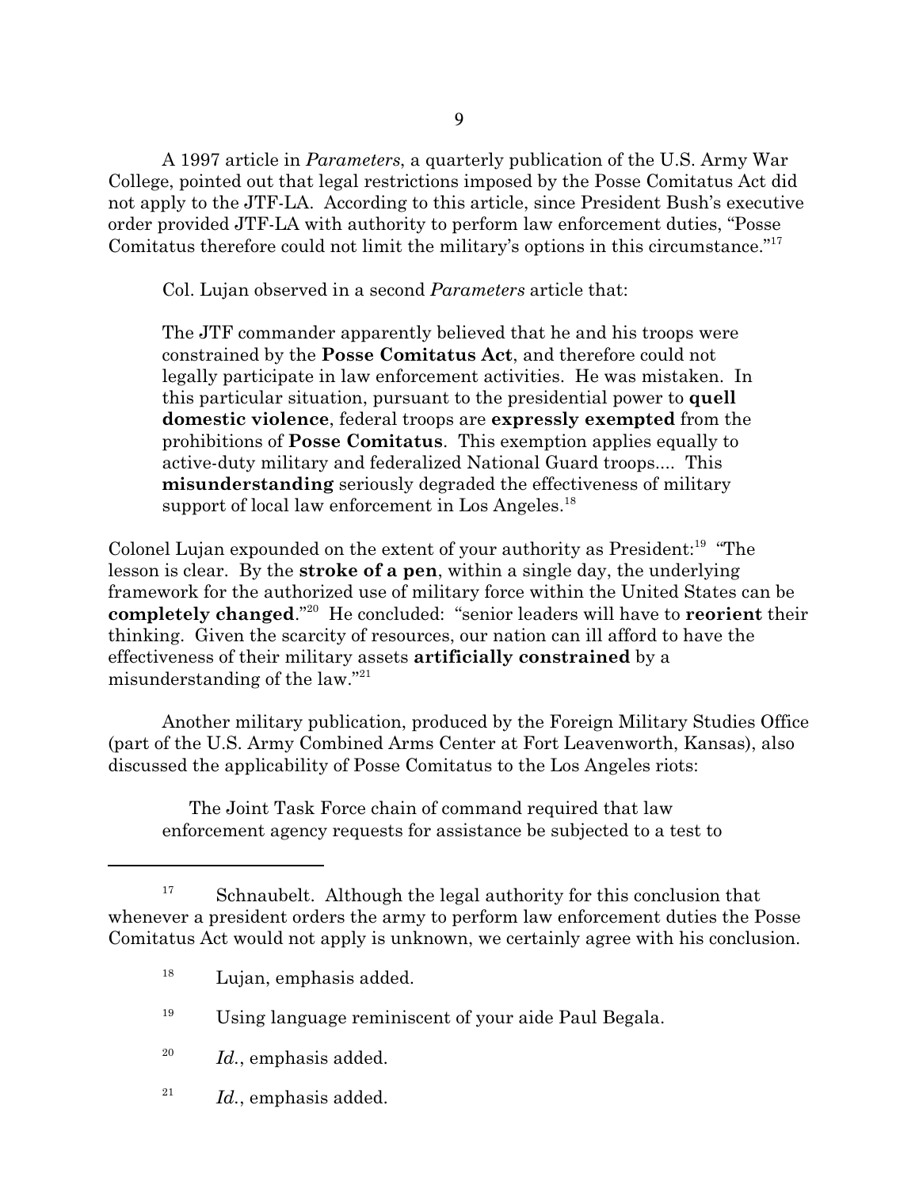A 1997 article in *Parameters*, a quarterly publication of the U.S. Army War College, pointed out that legal restrictions imposed by the Posse Comitatus Act did not apply to the JTF-LA. According to this article, since President Bush's executive order provided JTF-LA with authority to perform law enforcement duties, "Posse Comitatus therefore could not limit the military's options in this circumstance."[17]

Col. Lujan observed in a second *Parameters* article that:

> The JTF commander apparently believed that he and his troops were constrained by the **Posse Comitatus Act**, and therefore could not legally participate in law enforcement activities. He was mistaken. In this particular situation, pursuant to the presidential power to **quell domestic violence**, federal troops are **expressly exempted** from the prohibitions of **Posse Comitatus**. This exemption applies equally to active-duty military and federalized National Guard troops.... This **misunderstanding** seriously degraded the effectiveness of military support of local law enforcement in Los Angeles.[18]

Colonel Lujan expounded on the extent of your authority as President:[19] "The lesson is clear. By the **stroke of a pen**, within a single day, the underlying framework for the authorized use of military force within the United States can be **completely changed**."[20] He concluded: "senior leaders will have to **reorient** their thinking. Given the scarcity of resources, our nation can ill afford to have the effectiveness of their military assets **artificially constrained** by a misunderstanding of the law."[21]

Another military publication, produced by the Foreign Military Studies Office (part of the U.S. Army Combined Arms Center at Fort Leavenworth, Kansas), also discussed the applicability of Posse Comitatus to the Los Angeles riots:

> The Joint Task Force chain of command required that law enforcement agency requests for assistance be subjected to a test to

---

[17] Schnaubelt. Although the legal authority for this conclusion that whenever a president orders the army to perform law enforcement duties the Posse Comitatus Act would not apply is unknown, we certainly agree with his conclusion.

[18] Lujan, emphasis added.

[19] Using language reminiscent of your aide Paul Begala.

[20] *Id.*, emphasis added.

[21] *Id.*, emphasis added.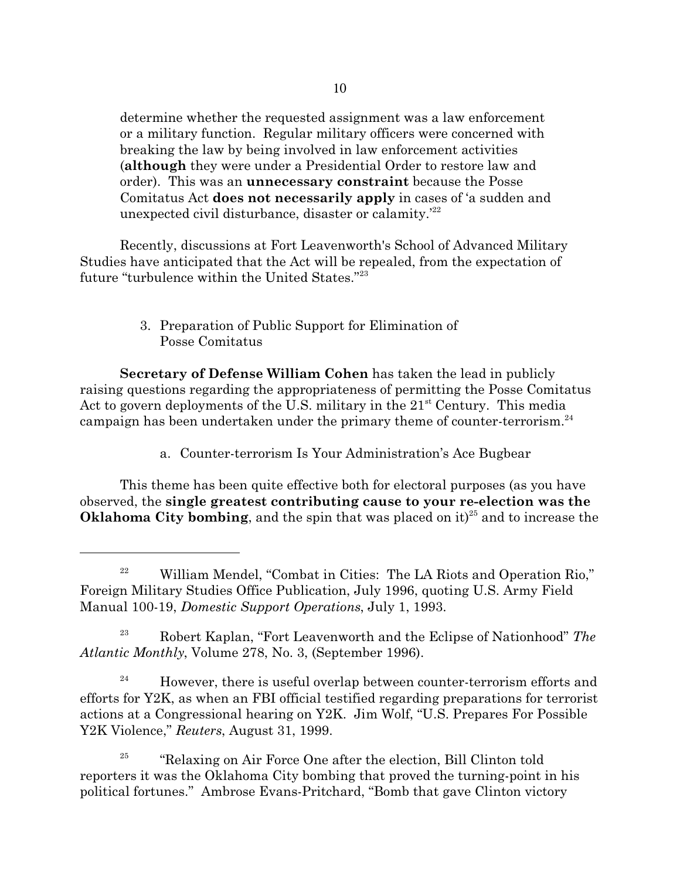determine whether the requested assignment was a law enforcement or a military function. Regular military officers were concerned with breaking the law by being involved in law enforcement activities (**although** they were under a Presidential Order to restore law and order). This was an **unnecessary constraint** because the Posse Comitatus Act **does not necessarily apply** in cases of 'a sudden and unexpected civil disturbance, disaster or calamity.'[22]

Recently, discussions at Fort Leavenworth's School of Advanced Military Studies have anticipated that the Act will be repealed, from the expectation of future "turbulence within the United States."[23]

3. Preparation of Public Support for Elimination of Posse Comitatus

**Secretary of Defense William Cohen** has taken the lead in publicly raising questions regarding the appropriateness of permitting the Posse Comitatus Act to govern deployments of the U.S. military in the 21st Century. This media campaign has been undertaken under the primary theme of counter-terrorism.[24]

a. Counter-terrorism Is Your Administration's Ace Bugbear

This theme has been quite effective both for electoral purposes (as you have observed, the **single greatest contributing cause to your re-election was the Oklahoma City bombing**, and the spin that was placed on it)[25] and to increase the

---

[22] William Mendel, "Combat in Cities: The LA Riots and Operation Rio," Foreign Military Studies Office Publication, July 1996, quoting U.S. Army Field Manual 100-19, *Domestic Support Operations*, July 1, 1993.

[23] Robert Kaplan, "Fort Leavenworth and the Eclipse of Nationhood" *The Atlantic Monthly*, Volume 278, No. 3, (September 1996).

[24] However, there is useful overlap between counter-terrorism efforts and efforts for Y2K, as when an FBI official testified regarding preparations for terrorist actions at a Congressional hearing on Y2K. Jim Wolf, "U.S. Prepares For Possible Y2K Violence," *Reuters*, August 31, 1999.

[25] "Relaxing on Air Force One after the election, Bill Clinton told reporters it was the Oklahoma City bombing that proved the turning-point in his political fortunes." Ambrose Evans-Pritchard, "Bomb that gave Clinton victory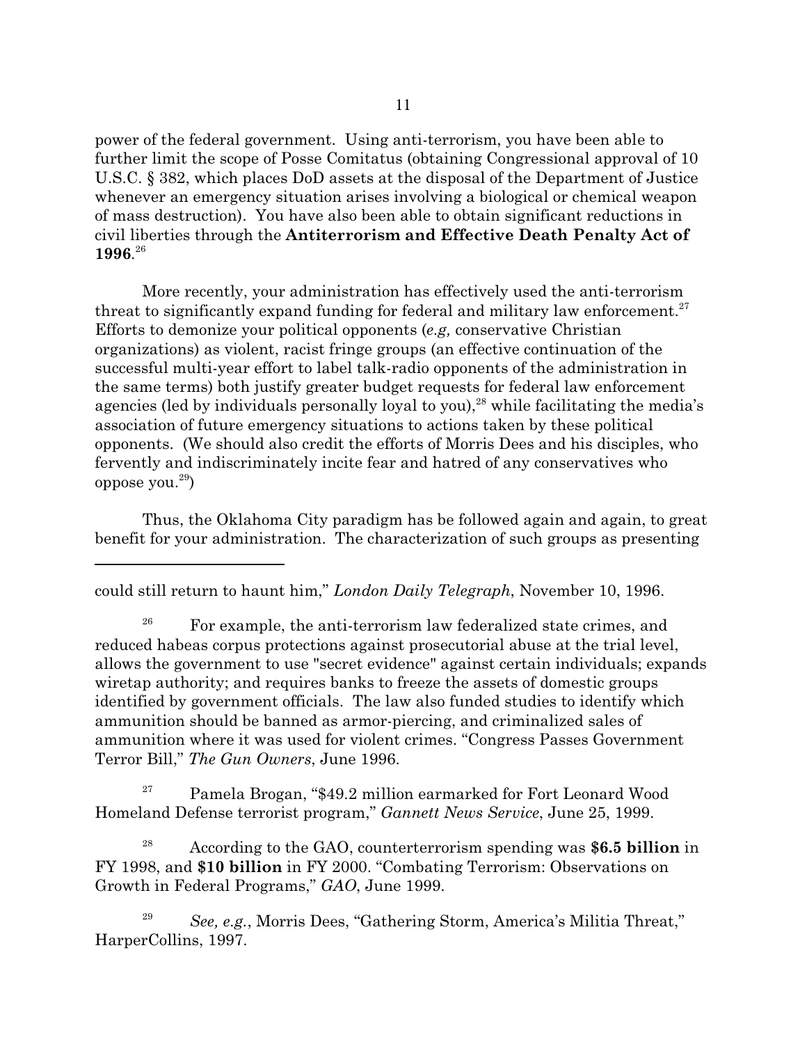power of the federal government. Using anti-terrorism, you have been able to further limit the scope of Posse Comitatus (obtaining Congressional approval of 10 U.S.C. § 382, which places DoD assets at the disposal of the Department of Justice whenever an emergency situation arises involving a biological or chemical weapon of mass destruction). You have also been able to obtain significant reductions in civil liberties through the **Antiterrorism and Effective Death Penalty Act of 1996**.[26]

More recently, your administration has effectively used the anti-terrorism threat to significantly expand funding for federal and military law enforcement.[27] Efforts to demonize your political opponents (*e.g,* conservative Christian organizations) as violent, racist fringe groups (an effective continuation of the successful multi-year effort to label talk-radio opponents of the administration in the same terms) both justify greater budget requests for federal law enforcement agencies (led by individuals personally loyal to you),[28] while facilitating the media's association of future emergency situations to actions taken by these political opponents. (We should also credit the efforts of Morris Dees and his disciples, who fervently and indiscriminately incite fear and hatred of any conservatives who oppose you.[29])

Thus, the Oklahoma City paradigm has be followed again and again, to great benefit for your administration. The characterization of such groups as presenting

---

could still return to haunt him," *London Daily Telegraph*, November 10, 1996.

[26] For example, the anti-terrorism law federalized state crimes, and reduced habeas corpus protections against prosecutorial abuse at the trial level, allows the government to use "secret evidence" against certain individuals; expands wiretap authority; and requires banks to freeze the assets of domestic groups identified by government officials. The law also funded studies to identify which ammunition should be banned as armor-piercing, and criminalized sales of ammunition where it was used for violent crimes. "Congress Passes Government Terror Bill," *The Gun Owners*, June 1996.

[27] Pamela Brogan, "$49.2 million earmarked for Fort Leonard Wood Homeland Defense terrorist program," *Gannett News Service*, June 25, 1999.

[28] According to the GAO, counterterrorism spending was **$6.5 billion** in FY 1998, and **$10 billion** in FY 2000. "Combating Terrorism: Observations on Growth in Federal Programs," *GAO*, June 1999.

[29] *See, e.g.*, Morris Dees, "Gathering Storm, America's Militia Threat," HarperCollins, 1997.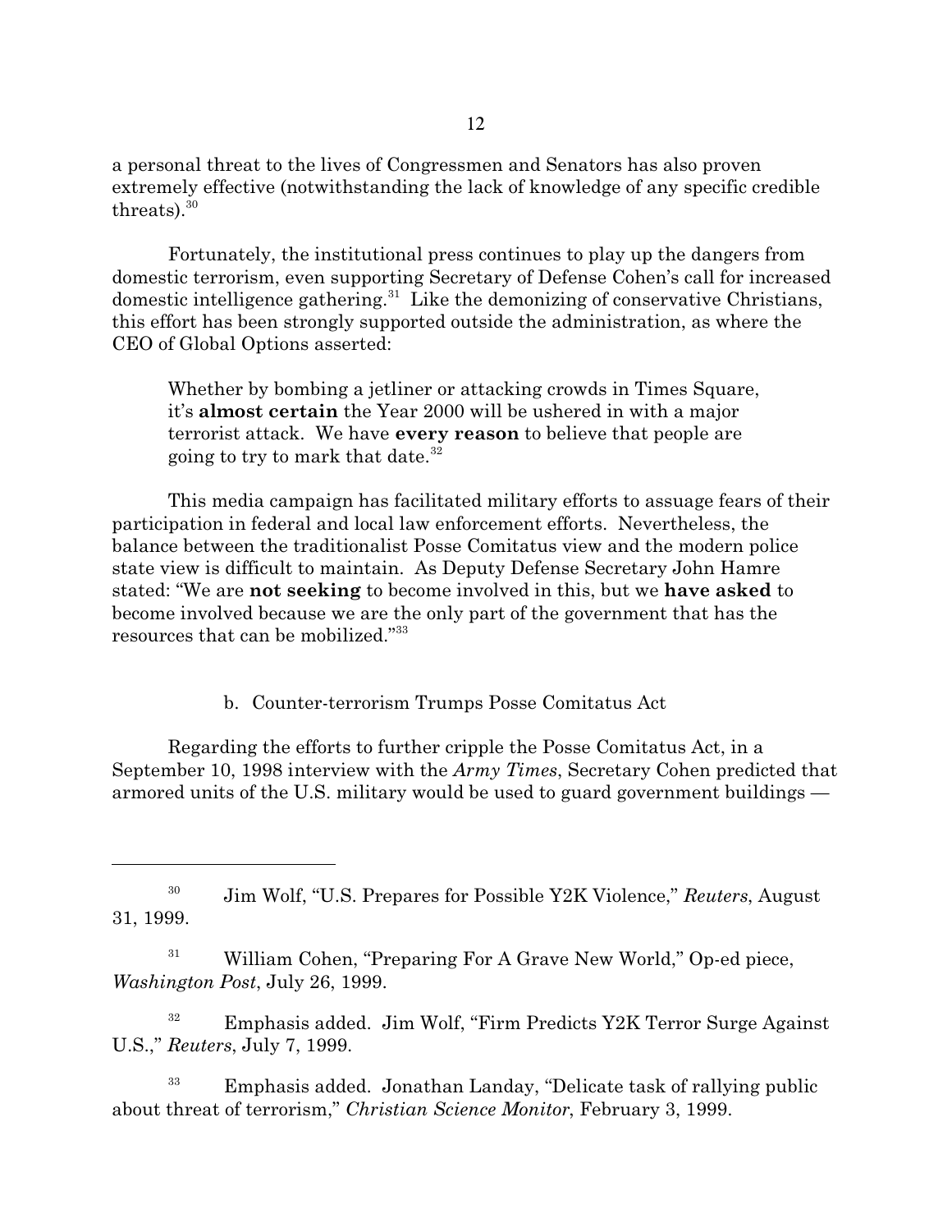a personal threat to the lives of Congressmen and Senators has also proven extremely effective (notwithstanding the lack of knowledge of any specific credible threats).[30]

Fortunately, the institutional press continues to play up the dangers from domestic terrorism, even supporting Secretary of Defense Cohen's call for increased domestic intelligence gathering.[31] Like the demonizing of conservative Christians, this effort has been strongly supported outside the administration, as where the CEO of Global Options asserted:

> Whether by bombing a jetliner or attacking crowds in Times Square, it's **almost certain** the Year 2000 will be ushered in with a major terrorist attack. We have **every reason** to believe that people are going to try to mark that date.[32]

This media campaign has facilitated military efforts to assuage fears of their participation in federal and local law enforcement efforts. Nevertheless, the balance between the traditionalist Posse Comitatus view and the modern police state view is difficult to maintain. As Deputy Defense Secretary John Hamre stated: "We are **not seeking** to become involved in this, but we **have asked** to become involved because we are the only part of the government that has the resources that can be mobilized."[33]

### b. Counter-terrorism Trumps Posse Comitatus Act

Regarding the efforts to further cripple the Posse Comitatus Act, in a September 10, 1998 interview with the *Army Times*, Secretary Cohen predicted that armored units of the U.S. military would be used to guard government buildings —

---

[30] Jim Wolf, "U.S. Prepares for Possible Y2K Violence," *Reuters*, August 31, 1999.

[31] William Cohen, "Preparing For A Grave New World," Op-ed piece, *Washington Post*, July 26, 1999.

[32] Emphasis added. Jim Wolf, "Firm Predicts Y2K Terror Surge Against U.S.," *Reuters*, July 7, 1999.

[33] Emphasis added. Jonathan Landay, "Delicate task of rallying public about threat of terrorism," *Christian Science Monitor*, February 3, 1999.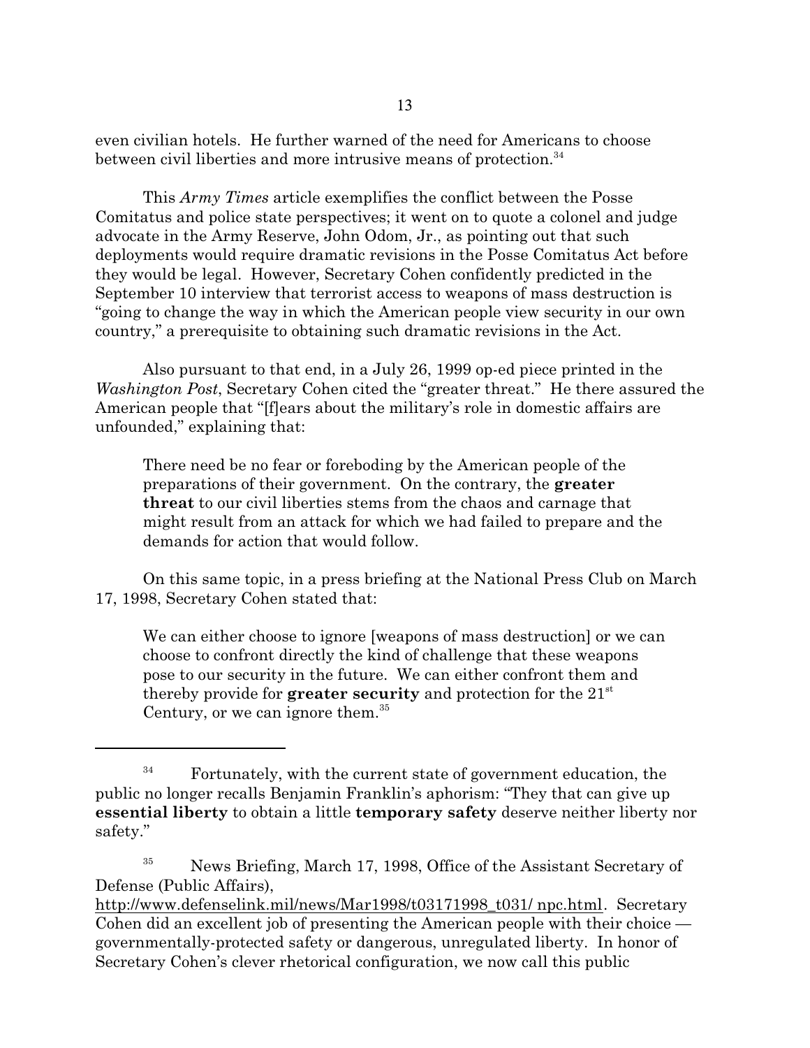even civilian hotels. He further warned of the need for Americans to choose between civil liberties and more intrusive means of protection.[34]

This *Army Times* article exemplifies the conflict between the Posse Comitatus and police state perspectives; it went on to quote a colonel and judge advocate in the Army Reserve, John Odom, Jr., as pointing out that such deployments would require dramatic revisions in the Posse Comitatus Act before they would be legal. However, Secretary Cohen confidently predicted in the September 10 interview that terrorist access to weapons of mass destruction is "going to change the way in which the American people view security in our own country," a prerequisite to obtaining such dramatic revisions in the Act.

Also pursuant to that end, in a July 26, 1999 op-ed piece printed in the *Washington Post*, Secretary Cohen cited the "greater threat." He there assured the American people that "[f]ears about the military's role in domestic affairs are unfounded," explaining that:

> There need be no fear or foreboding by the American people of the preparations of their government. On the contrary, the **greater threat** to our civil liberties stems from the chaos and carnage that might result from an attack for which we had failed to prepare and the demands for action that would follow.

On this same topic, in a press briefing at the National Press Club on March 17, 1998, Secretary Cohen stated that:

> We can either choose to ignore [weapons of mass destruction] or we can choose to confront directly the kind of challenge that these weapons pose to our security in the future. We can either confront them and thereby provide for **greater security** and protection for the 21st Century, or we can ignore them.[35]

---

[34] Fortunately, with the current state of government education, the public no longer recalls Benjamin Franklin's aphorism: "They that can give up **essential liberty** to obtain a little **temporary safety** deserve neither liberty nor safety."

[35] News Briefing, March 17, 1998, Office of the Assistant Secretary of Defense (Public Affairs), http://www.defenselink.mil/news/Mar1998/t03171998_t031/ npc.html. Secretary Cohen did an excellent job of presenting the American people with their choice — governmentally-protected safety or dangerous, unregulated liberty. In honor of Secretary Cohen's clever rhetorical configuration, we now call this public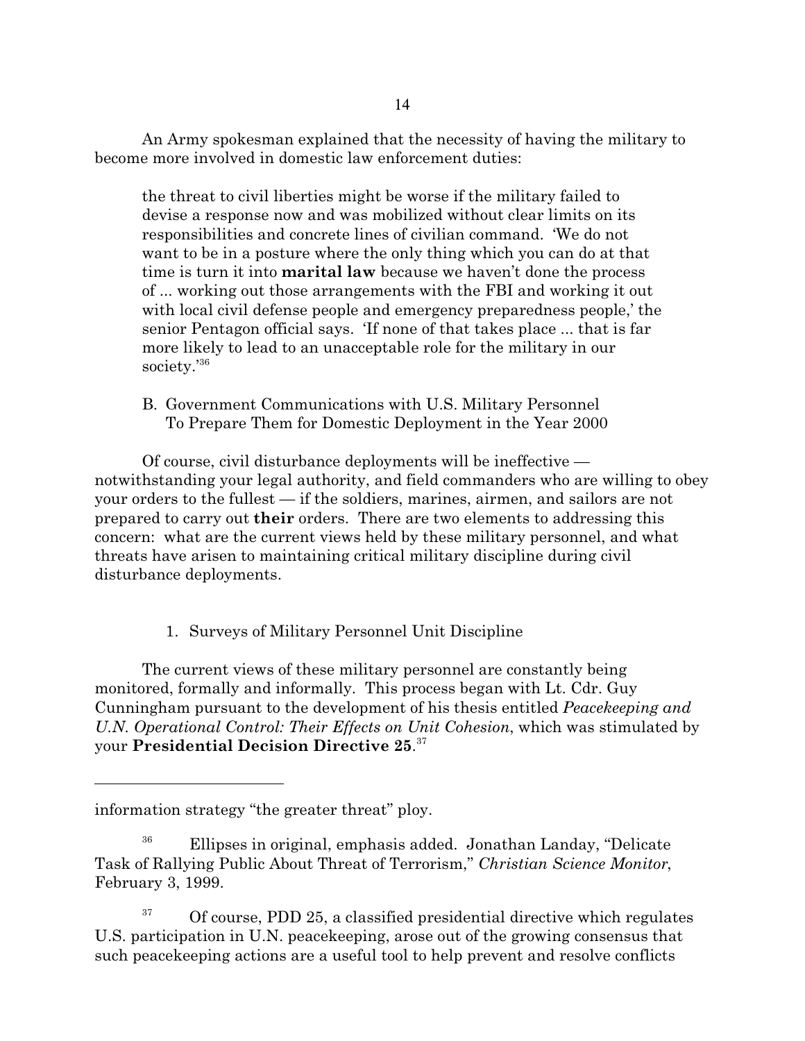An Army spokesman explained that the necessity of having the military to become more involved in domestic law enforcement duties:

> the threat to civil liberties might be worse if the military failed to devise a response now and was mobilized without clear limits on its responsibilities and concrete lines of civilian command. 'We do not want to be in a posture where the only thing which you can do at that time is turn it into **marital law** because we haven't done the process of ... working out those arrangements with the FBI and working it out with local civil defense people and emergency preparedness people,' the senior Pentagon official says. 'If none of that takes place ... that is far more likely to lead to an unacceptable role for the military in our society.'[36]

B. Government Communications with U.S. Military Personnel To Prepare Them for Domestic Deployment in the Year 2000

Of course, civil disturbance deployments will be ineffective — notwithstanding your legal authority, and field commanders who are willing to obey your orders to the fullest — if the soldiers, marines, airmen, and sailors are not prepared to carry out **their** orders. There are two elements to addressing this concern: what are the current views held by these military personnel, and what threats have arisen to maintaining critical military discipline during civil disturbance deployments.

1. Surveys of Military Personnel Unit Discipline

The current views of these military personnel are constantly being monitored, formally and informally. This process began with Lt. Cdr. Guy Cunningham pursuant to the development of his thesis entitled *Peacekeeping and U.N. Operational Control: Their Effects on Unit Cohesion*, which was stimulated by your **Presidential Decision Directive 25**.[37]

---

information strategy "the greater threat" ploy.

[36] Ellipses in original, emphasis added. Jonathan Landay, "Delicate Task of Rallying Public About Threat of Terrorism," *Christian Science Monitor*, February 3, 1999.

[37] Of course, PDD 25, a classified presidential directive which regulates U.S. participation in U.N. peacekeeping, arose out of the growing consensus that such peacekeeping actions are a useful tool to help prevent and resolve conflicts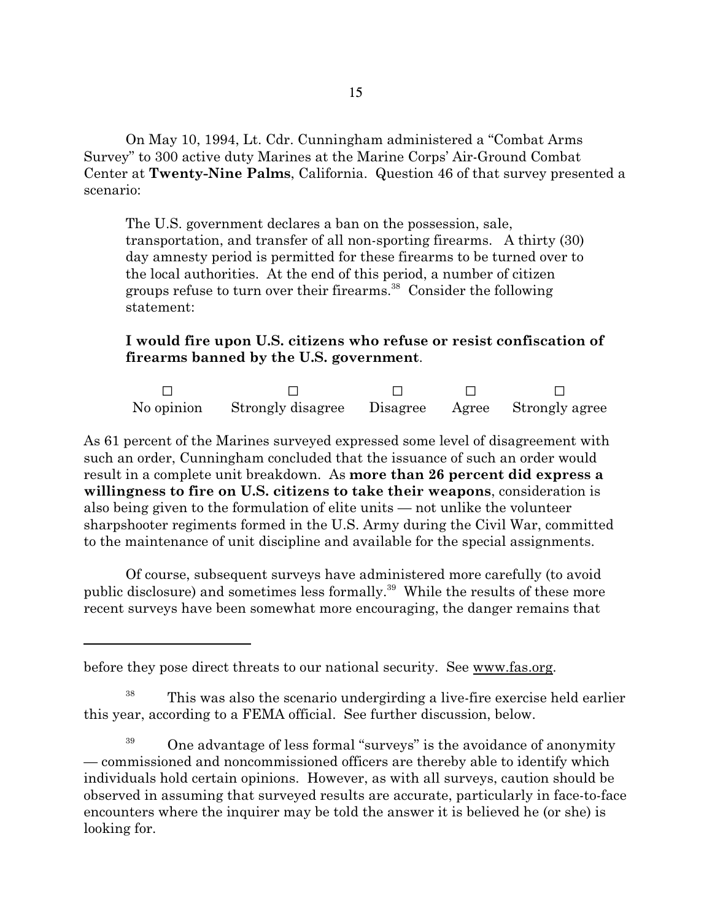On May 10, 1994, Lt. Cdr. Cunningham administered a "Combat Arms Survey" to 300 active duty Marines at the Marine Corps' Air-Ground Combat Center at **Twenty-Nine Palms**, California. Question 46 of that survey presented a scenario:

> The U.S. government declares a ban on the possession, sale, transportation, and transfer of all non-sporting firearms. A thirty (30) day amnesty period is permitted for these firearms to be turned over to the local authorities. At the end of this period, a number of citizen groups refuse to turn over their firearms.[38] Consider the following statement:
>
> **I would fire upon U.S. citizens who refuse or resist confiscation of firearms banned by the U.S. government**.
>
> | ☐ | ☐ | ☐ | ☐ | ☐ |
> |---|---|---|---|---|
> | No opinion | Strongly disagree | Disagree | Agree | Strongly agree |

As 61 percent of the Marines surveyed expressed some level of disagreement with such an order, Cunningham concluded that the issuance of such an order would result in a complete unit breakdown. As **more than 26 percent did express a willingness to fire on U.S. citizens to take their weapons**, consideration is also being given to the formulation of elite units — not unlike the volunteer sharpshooter regiments formed in the U.S. Army during the Civil War, committed to the maintenance of unit discipline and available for the special assignments.

Of course, subsequent surveys have administered more carefully (to avoid public disclosure) and sometimes less formally.[39] While the results of these more recent surveys have been somewhat more encouraging, the danger remains that

---

before they pose direct threats to our national security. See www.fas.org.

[38] This was also the scenario undergirding a live-fire exercise held earlier this year, according to a FEMA official. See further discussion, below.

[39] One advantage of less formal "surveys" is the avoidance of anonymity — commissioned and noncommissioned officers are thereby able to identify which individuals hold certain opinions. However, as with all surveys, caution should be observed in assuming that surveyed results are accurate, particularly in face-to-face encounters where the inquirer may be told the answer it is believed he (or she) is looking for.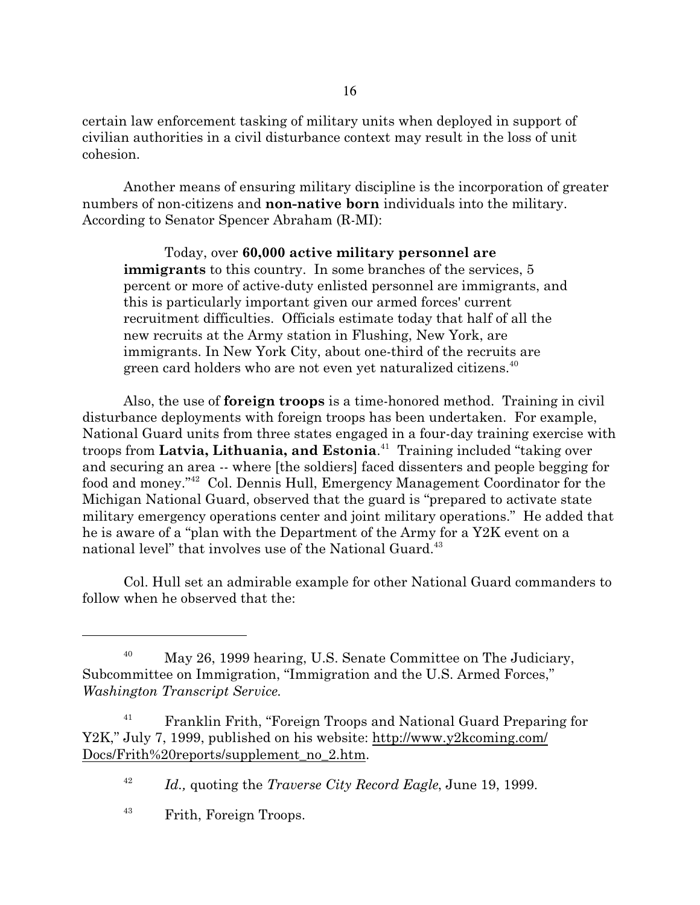certain law enforcement tasking of military units when deployed in support of civilian authorities in a civil disturbance context may result in the loss of unit cohesion.

Another means of ensuring military discipline is the incorporation of greater numbers of non-citizens and **non-native born** individuals into the military. According to Senator Spencer Abraham (R-MI):

> Today, over **60,000 active military personnel are immigrants** to this country. In some branches of the services, 5 percent or more of active-duty enlisted personnel are immigrants, and this is particularly important given our armed forces' current recruitment difficulties. Officials estimate today that half of all the new recruits at the Army station in Flushing, New York, are immigrants. In New York City, about one-third of the recruits are green card holders who are not even yet naturalized citizens.[40]

Also, the use of **foreign troops** is a time-honored method. Training in civil disturbance deployments with foreign troops has been undertaken. For example, National Guard units from three states engaged in a four-day training exercise with troops from **Latvia, Lithuania, and Estonia**.[41] Training included "taking over and securing an area -- where [the soldiers] faced dissenters and people begging for food and money."[42] Col. Dennis Hull, Emergency Management Coordinator for the Michigan National Guard, observed that the guard is "prepared to activate state military emergency operations center and joint military operations." He added that he is aware of a "plan with the Department of the Army for a Y2K event on a national level" that involves use of the National Guard.[43]

Col. Hull set an admirable example for other National Guard commanders to follow when he observed that the:

---

[40] May 26, 1999 hearing, U.S. Senate Committee on The Judiciary, Subcommittee on Immigration, "Immigration and the U.S. Armed Forces," *Washington Transcript Service.*

[41] Franklin Frith, "Foreign Troops and National Guard Preparing for Y2K," July 7, 1999, published on his website: http://www.y2kcoming.com/Docs/Frith%20reports/supplement_no_2.htm.

[42] *Id.,* quoting the *Traverse City Record Eagle*, June 19, 1999.

[43] Frith, Foreign Troops.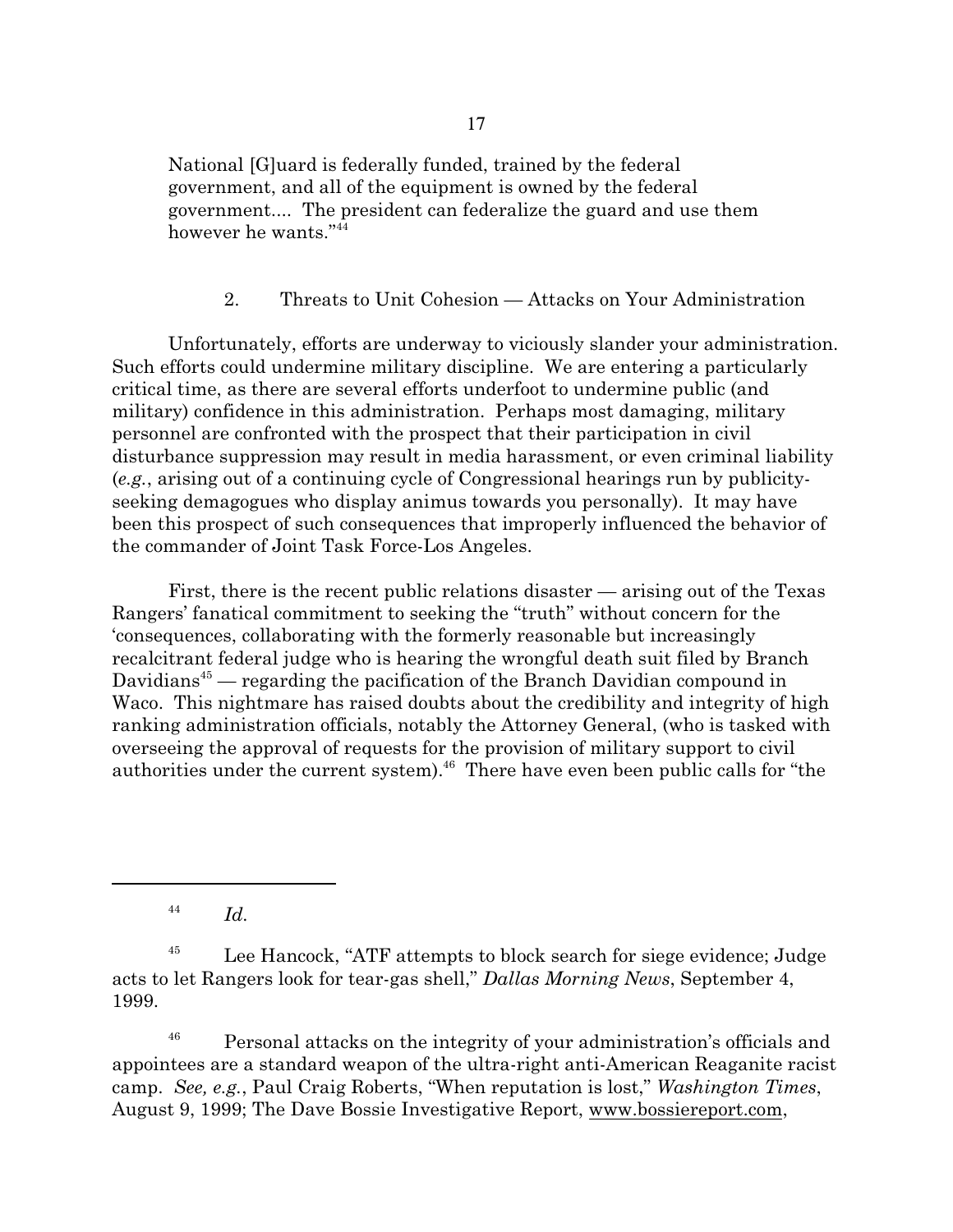National [G]uard is federally funded, trained by the federal government, and all of the equipment is owned by the federal government.... The president can federalize the guard and use them however he wants."[44]

2. Threats to Unit Cohesion — Attacks on Your Administration

Unfortunately, efforts are underway to viciously slander your administration. Such efforts could undermine military discipline. We are entering a particularly critical time, as there are several efforts underfoot to undermine public (and military) confidence in this administration. Perhaps most damaging, military personnel are confronted with the prospect that their participation in civil disturbance suppression may result in media harassment, or even criminal liability (*e.g.*, arising out of a continuing cycle of Congressional hearings run by publicity-seeking demagogues who display animus towards you personally). It may have been this prospect of such consequences that improperly influenced the behavior of the commander of Joint Task Force-Los Angeles.

First, there is the recent public relations disaster — arising out of the Texas Rangers' fanatical commitment to seeking the "truth" without concern for the 'consequences, collaborating with the formerly reasonable but increasingly recalcitrant federal judge who is hearing the wrongful death suit filed by Branch Davidians[45] — regarding the pacification of the Branch Davidian compound in Waco. This nightmare has raised doubts about the credibility and integrity of high ranking administration officials, notably the Attorney General, (who is tasked with overseeing the approval of requests for the provision of military support to civil authorities under the current system).[46] There have even been public calls for "the

---

[44] *Id.*

[45] Lee Hancock, "ATF attempts to block search for siege evidence; Judge acts to let Rangers look for tear-gas shell," *Dallas Morning News*, September 4, 1999.

[46] Personal attacks on the integrity of your administration's officials and appointees are a standard weapon of the ultra-right anti-American Reaganite racist camp. *See, e.g.*, Paul Craig Roberts, "When reputation is lost," *Washington Times*, August 9, 1999; The Dave Bossie Investigative Report, www.bossiereport.com,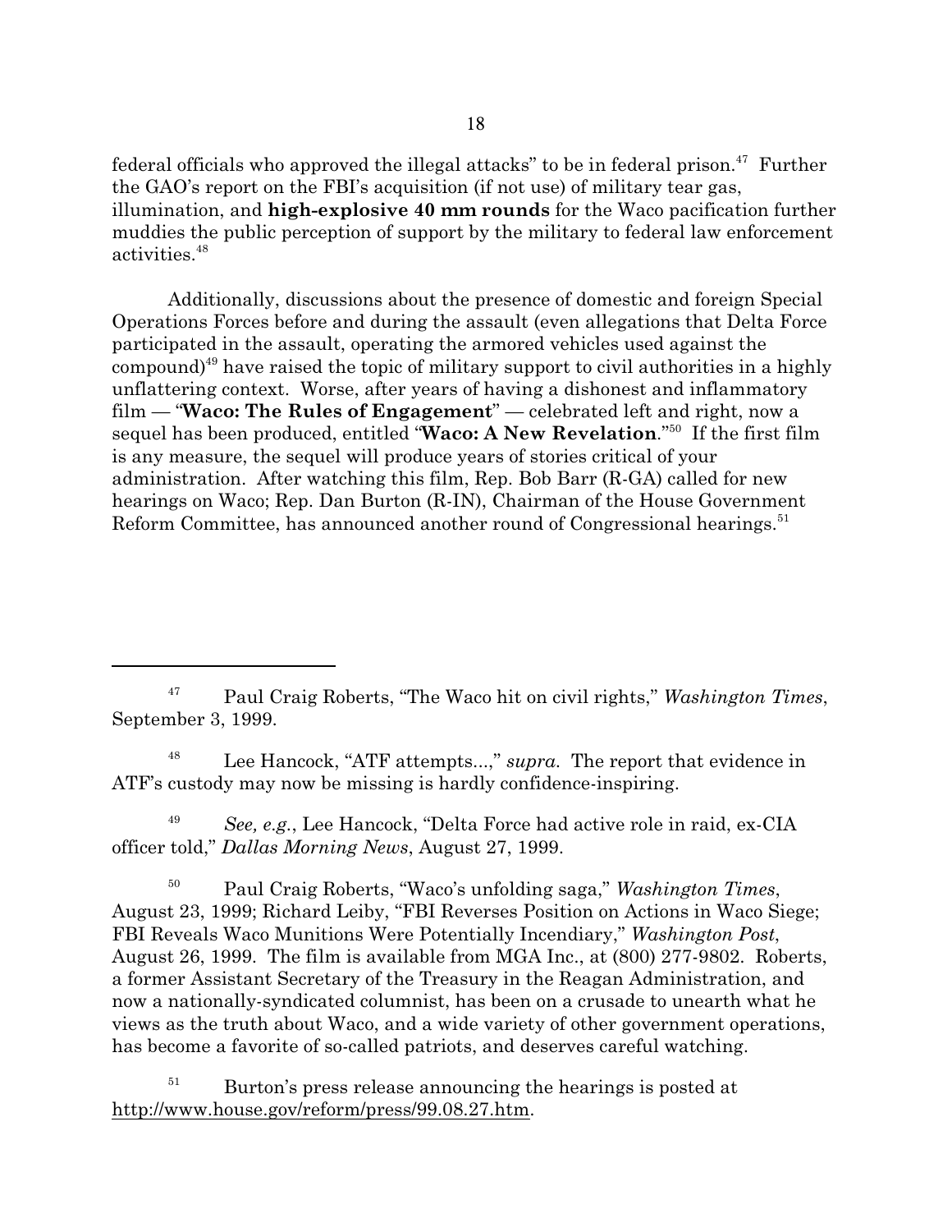federal officials who approved the illegal attacks" to be in federal prison.[47] Further the GAO's report on the FBI's acquisition (if not use) of military tear gas, illumination, and **high-explosive 40 mm rounds** for the Waco pacification further muddies the public perception of support by the military to federal law enforcement activities.[48]

Additionally, discussions about the presence of domestic and foreign Special Operations Forces before and during the assault (even allegations that Delta Force participated in the assault, operating the armored vehicles used against the compound)[49] have raised the topic of military support to civil authorities in a highly unflattering context. Worse, after years of having a dishonest and inflammatory film — "**Waco: The Rules of Engagement**" — celebrated left and right, now a sequel has been produced, entitled "**Waco: A New Revelation**."[50] If the first film is any measure, the sequel will produce years of stories critical of your administration. After watching this film, Rep. Bob Barr (R-GA) called for new hearings on Waco; Rep. Dan Burton (R-IN), Chairman of the House Government Reform Committee, has announced another round of Congressional hearings.[51]

---

[47] Paul Craig Roberts, "The Waco hit on civil rights," *Washington Times*, September 3, 1999.

[48] Lee Hancock, "ATF attempts...," *supra*. The report that evidence in ATF's custody may now be missing is hardly confidence-inspiring.

[49] *See, e.g.*, Lee Hancock, "Delta Force had active role in raid, ex-CIA officer told," *Dallas Morning News*, August 27, 1999.

[50] Paul Craig Roberts, "Waco's unfolding saga," *Washington Times*, August 23, 1999; Richard Leiby, "FBI Reverses Position on Actions in Waco Siege; FBI Reveals Waco Munitions Were Potentially Incendiary," *Washington Post*, August 26, 1999. The film is available from MGA Inc., at (800) 277-9802. Roberts, a former Assistant Secretary of the Treasury in the Reagan Administration, and now a nationally-syndicated columnist, has been on a crusade to unearth what he views as the truth about Waco, and a wide variety of other government operations, has become a favorite of so-called patriots, and deserves careful watching.

[51] Burton's press release announcing the hearings is posted at http://www.house.gov/reform/press/99.08.27.htm.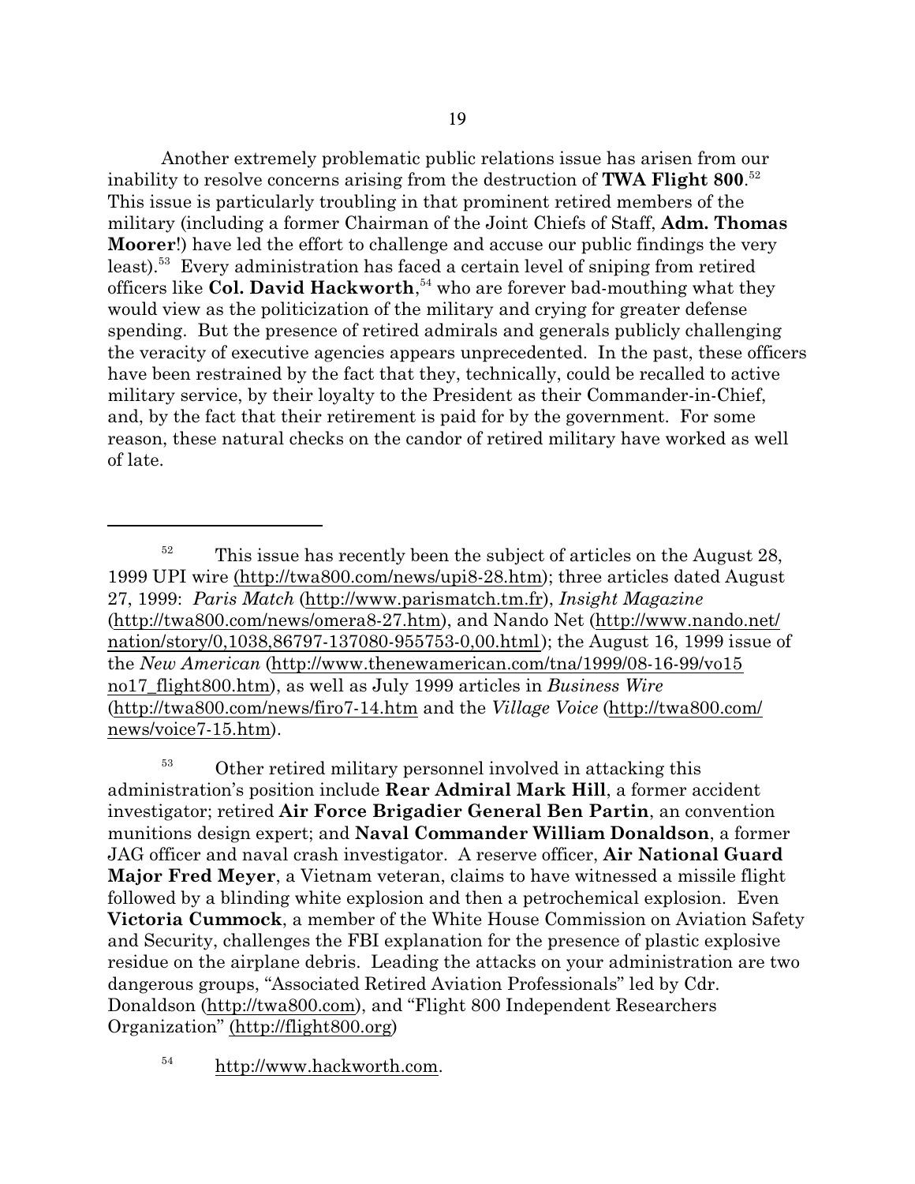Another extremely problematic public relations issue has arisen from our inability to resolve concerns arising from the destruction of **TWA Flight 800**.[52] This issue is particularly troubling in that prominent retired members of the military (including a former Chairman of the Joint Chiefs of Staff, **Adm. Thomas Moorer**!) have led the effort to challenge and accuse our public findings the very least).[53] Every administration has faced a certain level of sniping from retired officers like **Col. David Hackworth**,[54] who are forever bad-mouthing what they would view as the politicization of the military and crying for greater defense spending. But the presence of retired admirals and generals publicly challenging the veracity of executive agencies appears unprecedented. In the past, these officers have been restrained by the fact that they, technically, could be recalled to active military service, by their loyalty to the President as their Commander-in-Chief, and, by the fact that their retirement is paid for by the government. For some reason, these natural checks on the candor of retired military have worked as well of late.

---

[52] This issue has recently been the subject of articles on the August 28, 1999 UPI wire (http://twa800.com/news/upi8-28.htm); three articles dated August 27, 1999: *Paris Match* (http://www.parismatch.tm.fr), *Insight Magazine* (http://twa800.com/news/omera8-27.htm), and Nando Net (http://www.nando.net/nation/story/0,1038,86797-137080-955753-0,00.html); the August 16, 1999 issue of the *New American* (http://www.thenewamerican.com/tna/1999/08-16-99/vo15no17_flight800.htm), as well as July 1999 articles in *Business Wire* (http://twa800.com/news/firo7-14.htm and the *Village Voice* (http://twa800.com/news/voice7-15.htm).

[53] Other retired military personnel involved in attacking this administration's position include **Rear Admiral Mark Hill**, a former accident investigator; retired **Air Force Brigadier General Ben Partin**, an convention munitions design expert; and **Naval Commander William Donaldson**, a former JAG officer and naval crash investigator. A reserve officer, **Air National Guard Major Fred Meyer**, a Vietnam veteran, claims to have witnessed a missile flight followed by a blinding white explosion and then a petrochemical explosion. Even **Victoria Cummock**, a member of the White House Commission on Aviation Safety and Security, challenges the FBI explanation for the presence of plastic explosive residue on the airplane debris. Leading the attacks on your administration are two dangerous groups, "Associated Retired Aviation Professionals" led by Cdr. Donaldson (http://twa800.com), and "Flight 800 Independent Researchers Organization" (http://flight800.org)

[54] http://www.hackworth.com.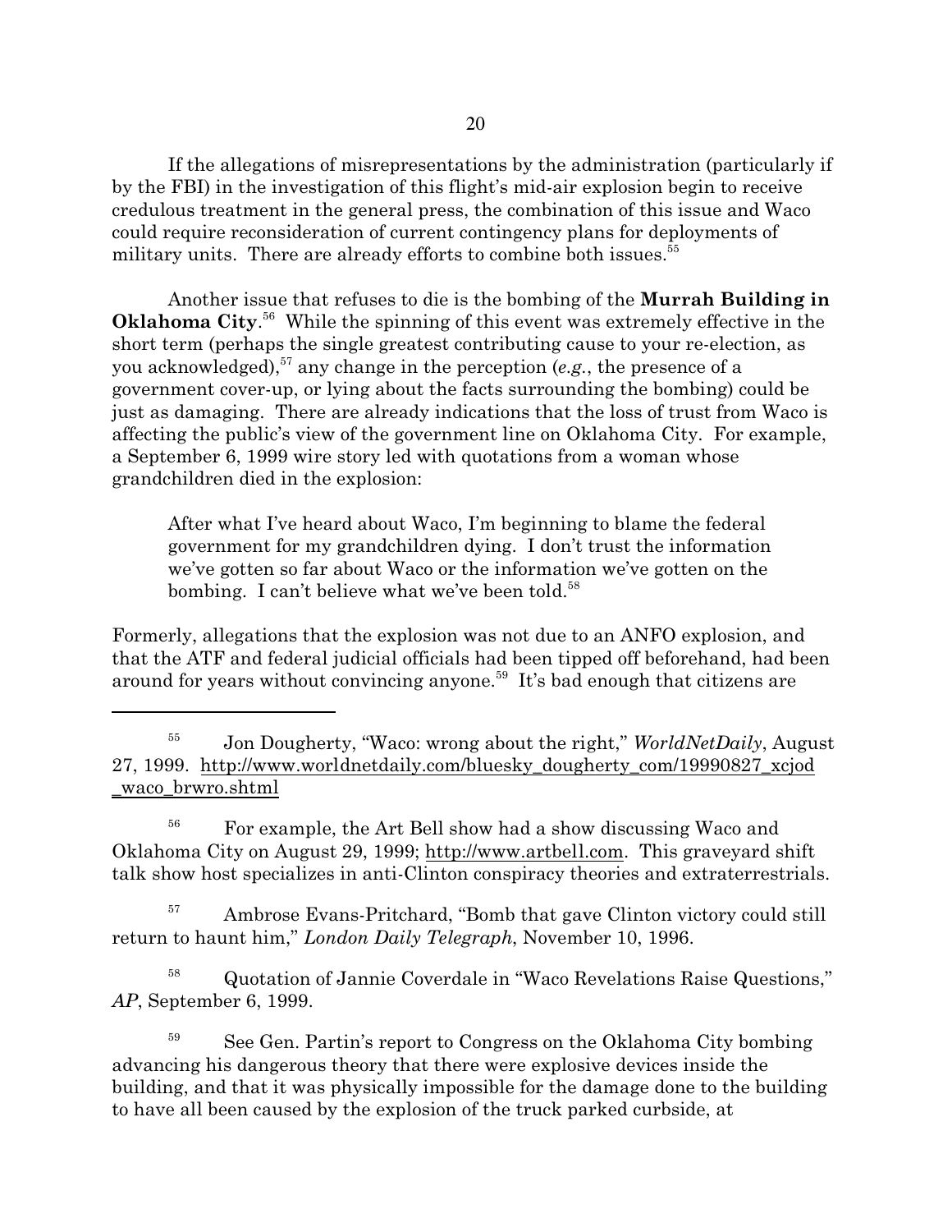If the allegations of misrepresentations by the administration (particularly if by the FBI) in the investigation of this flight's mid-air explosion begin to receive credulous treatment in the general press, the combination of this issue and Waco could require reconsideration of current contingency plans for deployments of military units. There are already efforts to combine both issues.[55]

Another issue that refuses to die is the bombing of the **Murrah Building in Oklahoma City**.[56] While the spinning of this event was extremely effective in the short term (perhaps the single greatest contributing cause to your re-election, as you acknowledged),[57] any change in the perception (*e.g.*, the presence of a government cover-up, or lying about the facts surrounding the bombing) could be just as damaging. There are already indications that the loss of trust from Waco is affecting the public's view of the government line on Oklahoma City. For example, a September 6, 1999 wire story led with quotations from a woman whose grandchildren died in the explosion:

> After what I've heard about Waco, I'm beginning to blame the federal government for my grandchildren dying. I don't trust the information we've gotten so far about Waco or the information we've gotten on the bombing. I can't believe what we've been told.[58]

Formerly, allegations that the explosion was not due to an ANFO explosion, and that the ATF and federal judicial officials had been tipped off beforehand, had been around for years without convincing anyone.[59] It's bad enough that citizens are

---

[55] Jon Dougherty, "Waco: wrong about the right," *WorldNetDaily*, August 27, 1999. http://www.worldnetdaily.com/bluesky_dougherty_com/19990827_xcjod_waco_brwro.shtml

[56] For example, the Art Bell show had a show discussing Waco and Oklahoma City on August 29, 1999; http://www.artbell.com. This graveyard shift talk show host specializes in anti-Clinton conspiracy theories and extraterrestrials.

[57] Ambrose Evans-Pritchard, "Bomb that gave Clinton victory could still return to haunt him," *London Daily Telegraph*, November 10, 1996.

[58] Quotation of Jannie Coverdale in "Waco Revelations Raise Questions," *AP*, September 6, 1999.

[59] See Gen. Partin's report to Congress on the Oklahoma City bombing advancing his dangerous theory that there were explosive devices inside the building, and that it was physically impossible for the damage done to the building to have all been caused by the explosion of the truck parked curbside, at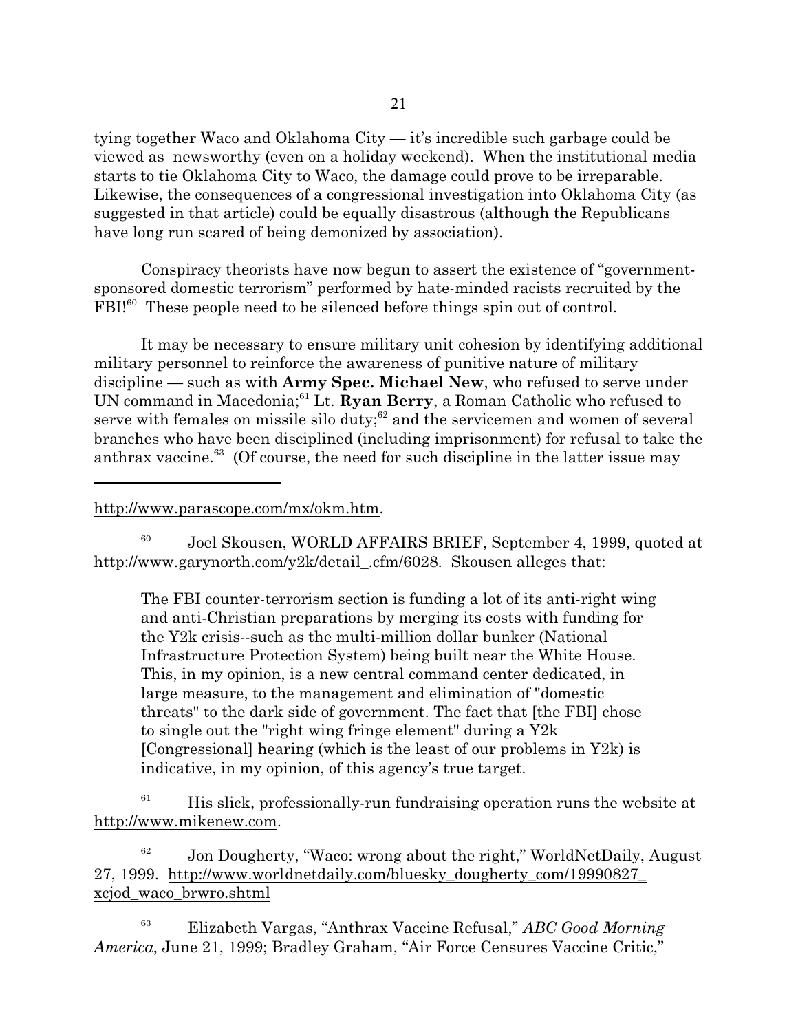tying together Waco and Oklahoma City — it's incredible such garbage could be viewed as newsworthy (even on a holiday weekend). When the institutional media starts to tie Oklahoma City to Waco, the damage could prove to be irreparable. Likewise, the consequences of a congressional investigation into Oklahoma City (as suggested in that article) could be equally disastrous (although the Republicans have long run scared of being demonized by association).

Conspiracy theorists have now begun to assert the existence of "government-sponsored domestic terrorism" performed by hate-minded racists recruited by the FBI![60] These people need to be silenced before things spin out of control.

It may be necessary to ensure military unit cohesion by identifying additional military personnel to reinforce the awareness of punitive nature of military discipline — such as with **Army Spec. Michael New**, who refused to serve under UN command in Macedonia;[61] Lt. **Ryan Berry**, a Roman Catholic who refused to serve with females on missile silo duty;[62] and the servicemen and women of several branches who have been disciplined (including imprisonment) for refusal to take the anthrax vaccine.[63] (Of course, the need for such discipline in the latter issue may

---

http://www.parascope.com/mx/okm.htm.

[60] Joel Skousen, WORLD AFFAIRS BRIEF, September 4, 1999, quoted at http://www.garynorth.com/y2k/detail_.cfm/6028. Skousen alleges that:

> The FBI counter-terrorism section is funding a lot of its anti-right wing and anti-Christian preparations by merging its costs with funding for the Y2k crisis--such as the multi-million dollar bunker (National Infrastructure Protection System) being built near the White House. This, in my opinion, is a new central command center dedicated, in large measure, to the management and elimination of "domestic threats" to the dark side of government. The fact that [the FBI] chose to single out the "right wing fringe element" during a Y2k [Congressional] hearing (which is the least of our problems in Y2k) is indicative, in my opinion, of this agency's true target.

[61] His slick, professionally-run fundraising operation runs the website at http://www.mikenew.com.

[62] Jon Dougherty, "Waco: wrong about the right," WorldNetDaily, August 27, 1999. http://www.worldnetdaily.com/bluesky_dougherty_com/19990827_xcjod_waco_brwro.shtml

[63] Elizabeth Vargas, "Anthrax Vaccine Refusal," *ABC Good Morning America*, June 21, 1999; Bradley Graham, "Air Force Censures Vaccine Critic,"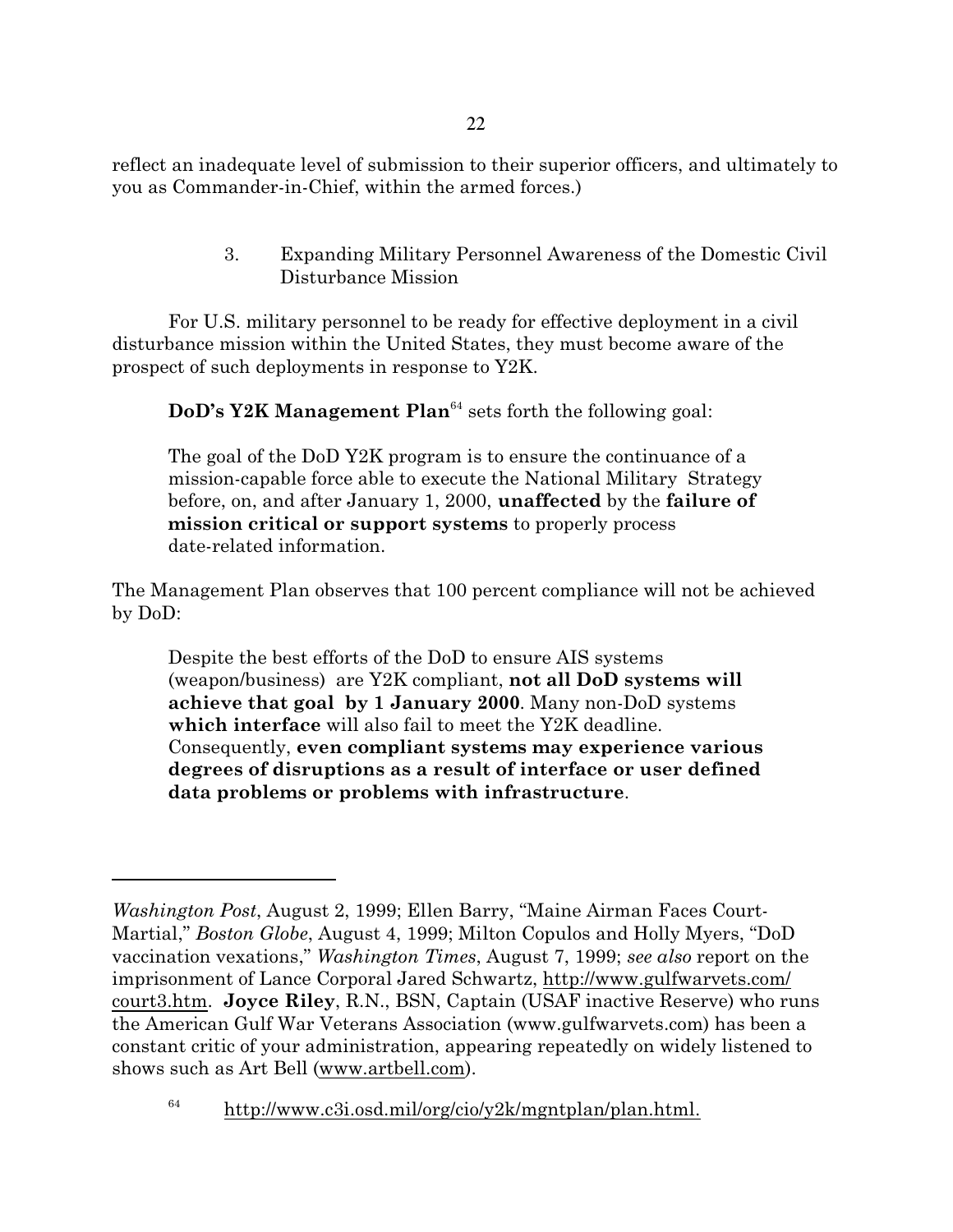reflect an inadequate level of submission to their superior officers, and ultimately to you as Commander-in-Chief, within the armed forces.)

### 3. Expanding Military Personnel Awareness of the Domestic Civil Disturbance Mission

For U.S. military personnel to be ready for effective deployment in a civil disturbance mission within the United States, they must become aware of the prospect of such deployments in response to Y2K.

**DoD's Y2K Management Plan**[64] sets forth the following goal:

> The goal of the DoD Y2K program is to ensure the continuance of a mission-capable force able to execute the National Military Strategy before, on, and after January 1, 2000, **unaffected** by the **failure of mission critical or support systems** to properly process date-related information.

The Management Plan observes that 100 percent compliance will not be achieved by DoD:

> Despite the best efforts of the DoD to ensure AIS systems (weapon/business) are Y2K compliant, **not all DoD systems will achieve that goal by 1 January 2000**. Many non-DoD systems **which interface** will also fail to meet the Y2K deadline. Consequently, **even compliant systems may experience various degrees of disruptions as a result of interface or user defined data problems or problems with infrastructure**.

---

*Washington Post*, August 2, 1999; Ellen Barry, "Maine Airman Faces Court-Martial," *Boston Globe*, August 4, 1999; Milton Copulos and Holly Myers, "DoD vaccination vexations," *Washington Times*, August 7, 1999; *see also* report on the imprisonment of Lance Corporal Jared Schwartz, http://www.gulfwarvets.com/court3.htm. **Joyce Riley**, R.N., BSN, Captain (USAF inactive Reserve) who runs the American Gulf War Veterans Association (www.gulfwarvets.com) has been a constant critic of your administration, appearing repeatedly on widely listened to shows such as Art Bell (www.artbell.com).

[64] http://www.c3i.osd.mil/org/cio/y2k/mgntplan/plan.html.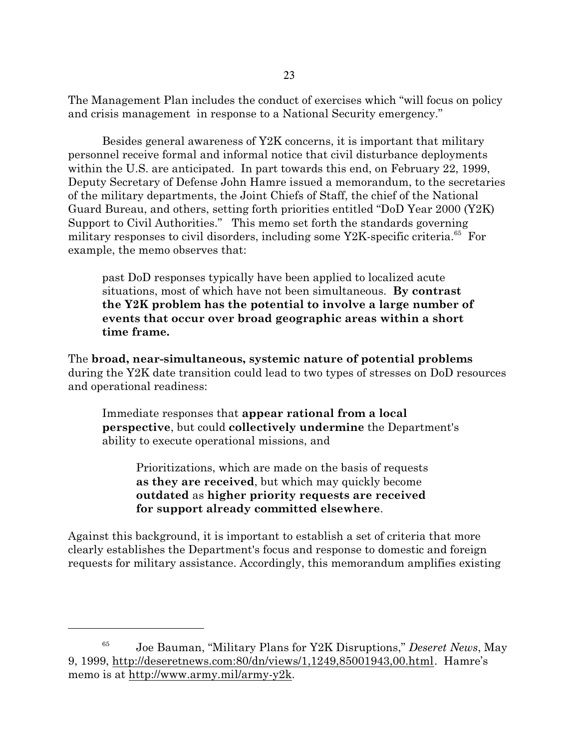The Management Plan includes the conduct of exercises which "will focus on policy and crisis management in response to a National Security emergency."

Besides general awareness of Y2K concerns, it is important that military personnel receive formal and informal notice that civil disturbance deployments within the U.S. are anticipated. In part towards this end, on February 22, 1999, Deputy Secretary of Defense John Hamre issued a memorandum, to the secretaries of the military departments, the Joint Chiefs of Staff, the chief of the National Guard Bureau, and others, setting forth priorities entitled "DoD Year 2000 (Y2K) Support to Civil Authorities." This memo set forth the standards governing military responses to civil disorders, including some Y2K-specific criteria.[65] For example, the memo observes that:

> past DoD responses typically have been applied to localized acute situations, most of which have not been simultaneous. **By contrast the Y2K problem has the potential to involve a large number of events that occur over broad geographic areas within a short time frame.**

The **broad, near-simultaneous, systemic nature of potential problems** during the Y2K date transition could lead to two types of stresses on DoD resources and operational readiness:

> Immediate responses that **appear rational from a local perspective**, but could **collectively undermine** the Department's ability to execute operational missions, and
>
> > Prioritizations, which are made on the basis of requests **as they are received**, but which may quickly become **outdated** as **higher priority requests are received for support already committed elsewhere**.

Against this background, it is important to establish a set of criteria that more clearly establishes the Department's focus and response to domestic and foreign requests for military assistance. Accordingly, this memorandum amplifies existing

---

[65] Joe Bauman, "Military Plans for Y2K Disruptions," *Deseret News*, May 9, 1999, http://deseretnews.com:80/dn/views/1,1249,85001943,00.html. Hamre's memo is at http://www.army.mil/army-y2k.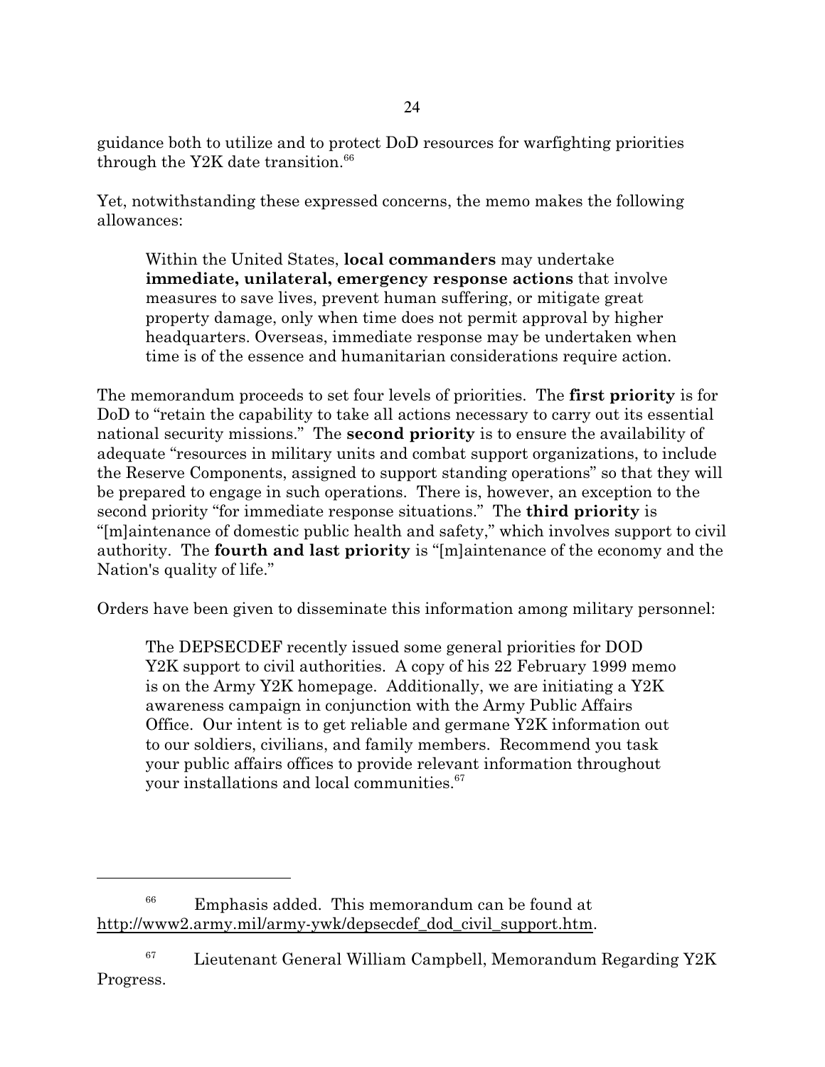guidance both to utilize and to protect DoD resources for warfighting priorities through the Y2K date transition.[66]

Yet, notwithstanding these expressed concerns, the memo makes the following allowances:

> Within the United States, **local commanders** may undertake **immediate, unilateral, emergency response actions** that involve measures to save lives, prevent human suffering, or mitigate great property damage, only when time does not permit approval by higher headquarters. Overseas, immediate response may be undertaken when time is of the essence and humanitarian considerations require action.

The memorandum proceeds to set four levels of priorities. The **first priority** is for DoD to "retain the capability to take all actions necessary to carry out its essential national security missions." The **second priority** is to ensure the availability of adequate "resources in military units and combat support organizations, to include the Reserve Components, assigned to support standing operations" so that they will be prepared to engage in such operations. There is, however, an exception to the second priority "for immediate response situations." The **third priority** is "[m]aintenance of domestic public health and safety," which involves support to civil authority. The **fourth and last priority** is "[m]aintenance of the economy and the Nation's quality of life."

Orders have been given to disseminate this information among military personnel:

> The DEPSECDEF recently issued some general priorities for DOD Y2K support to civil authorities. A copy of his 22 February 1999 memo is on the Army Y2K homepage. Additionally, we are initiating a Y2K awareness campaign in conjunction with the Army Public Affairs Office. Our intent is to get reliable and germane Y2K information out to our soldiers, civilians, and family members. Recommend you task your public affairs offices to provide relevant information throughout your installations and local communities.[67]

---

[66] Emphasis added. This memorandum can be found at http://www2.army.mil/army-ywk/depsecdef_dod_civil_support.htm.

[67] Lieutenant General William Campbell, Memorandum Regarding Y2K Progress.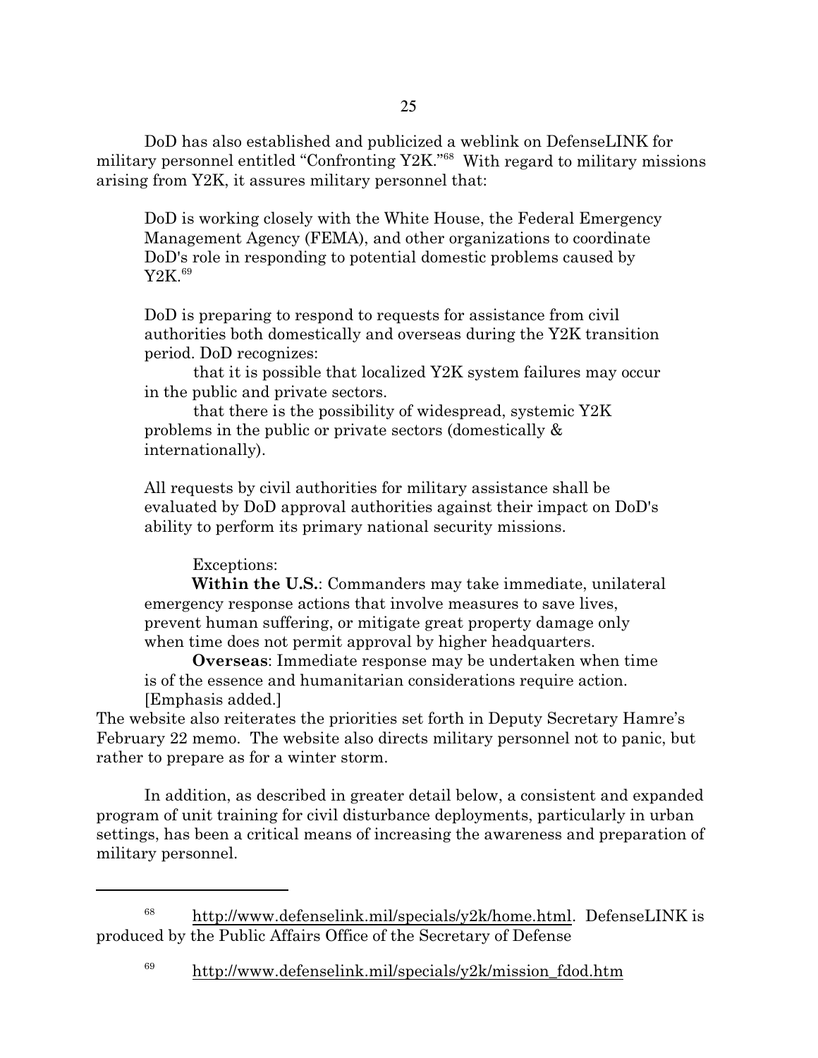DoD has also established and publicized a weblink on DefenseLINK for military personnel entitled "Confronting Y2K."[68] With regard to military missions arising from Y2K, it assures military personnel that:

> DoD is working closely with the White House, the Federal Emergency Management Agency (FEMA), and other organizations to coordinate DoD's role in responding to potential domestic problems caused by Y2K.[69]
>
> DoD is preparing to respond to requests for assistance from civil authorities both domestically and overseas during the Y2K transition period. DoD recognizes:
>
> that it is possible that localized Y2K system failures may occur in the public and private sectors.
>
> that there is the possibility of widespread, systemic Y2K problems in the public or private sectors (domestically & internationally).
>
> All requests by civil authorities for military assistance shall be evaluated by DoD approval authorities against their impact on DoD's ability to perform its primary national security missions.
>
> Exceptions:
>
> **Within the U.S.**: Commanders may take immediate, unilateral emergency response actions that involve measures to save lives, prevent human suffering, or mitigate great property damage only when time does not permit approval by higher headquarters.
>
> **Overseas**: Immediate response may be undertaken when time is of the essence and humanitarian considerations require action. [Emphasis added.]

The website also reiterates the priorities set forth in Deputy Secretary Hamre's February 22 memo. The website also directs military personnel not to panic, but rather to prepare as for a winter storm.

In addition, as described in greater detail below, a consistent and expanded program of unit training for civil disturbance deployments, particularly in urban settings, has been a critical means of increasing the awareness and preparation of military personnel.

---

[68] http://www.defenselink.mil/specials/y2k/home.html. DefenseLINK is produced by the Public Affairs Office of the Secretary of Defense

[69] http://www.defenselink.mil/specials/y2k/mission_fdod.htm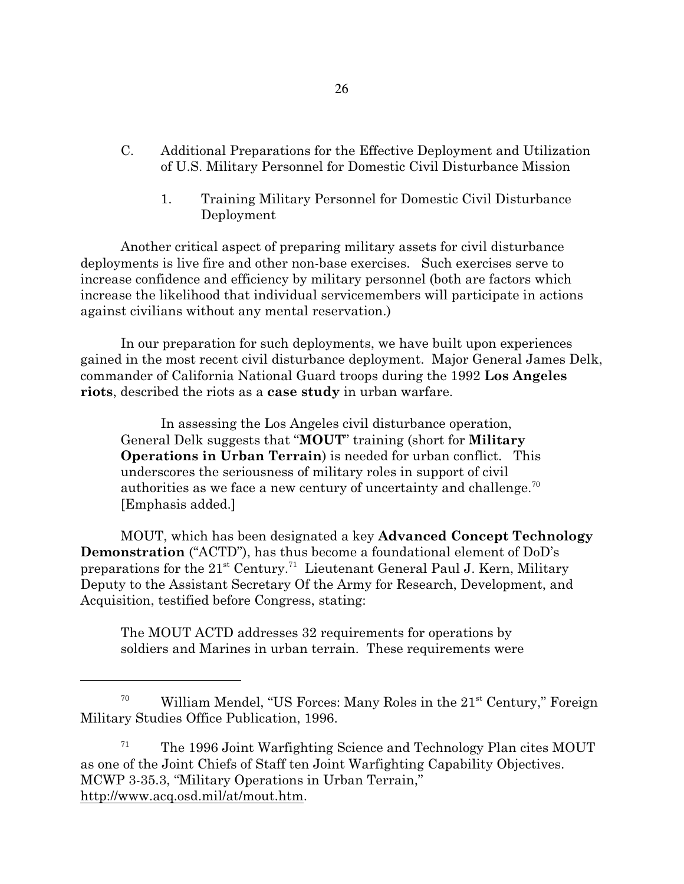C. Additional Preparations for the Effective Deployment and Utilization of U.S. Military Personnel for Domestic Civil Disturbance Mission

1. Training Military Personnel for Domestic Civil Disturbance Deployment

Another critical aspect of preparing military assets for civil disturbance deployments is live fire and other non-base exercises. Such exercises serve to increase confidence and efficiency by military personnel (both are factors which increase the likelihood that individual servicemembers will participate in actions against civilians without any mental reservation.)

In our preparation for such deployments, we have built upon experiences gained in the most recent civil disturbance deployment. Major General James Delk, commander of California National Guard troops during the 1992 **Los Angeles riots**, described the riots as a **case study** in urban warfare.

> In assessing the Los Angeles civil disturbance operation, General Delk suggests that "**MOUT**" training (short for **Military Operations in Urban Terrain**) is needed for urban conflict. This underscores the seriousness of military roles in support of civil authorities as we face a new century of uncertainty and challenge.[70] [Emphasis added.]

MOUT, which has been designated a key **Advanced Concept Technology Demonstration** ("ACTD"), has thus become a foundational element of DoD's preparations for the 21st Century.[71] Lieutenant General Paul J. Kern, Military Deputy to the Assistant Secretary Of the Army for Research, Development, and Acquisition, testified before Congress, stating:

> The MOUT ACTD addresses 32 requirements for operations by soldiers and Marines in urban terrain. These requirements were

---

[70] William Mendel, "US Forces: Many Roles in the 21st Century," Foreign Military Studies Office Publication, 1996.

[71] The 1996 Joint Warfighting Science and Technology Plan cites MOUT as one of the Joint Chiefs of Staff ten Joint Warfighting Capability Objectives. MCWP 3-35.3, "Military Operations in Urban Terrain," http://www.acq.osd.mil/at/mout.htm.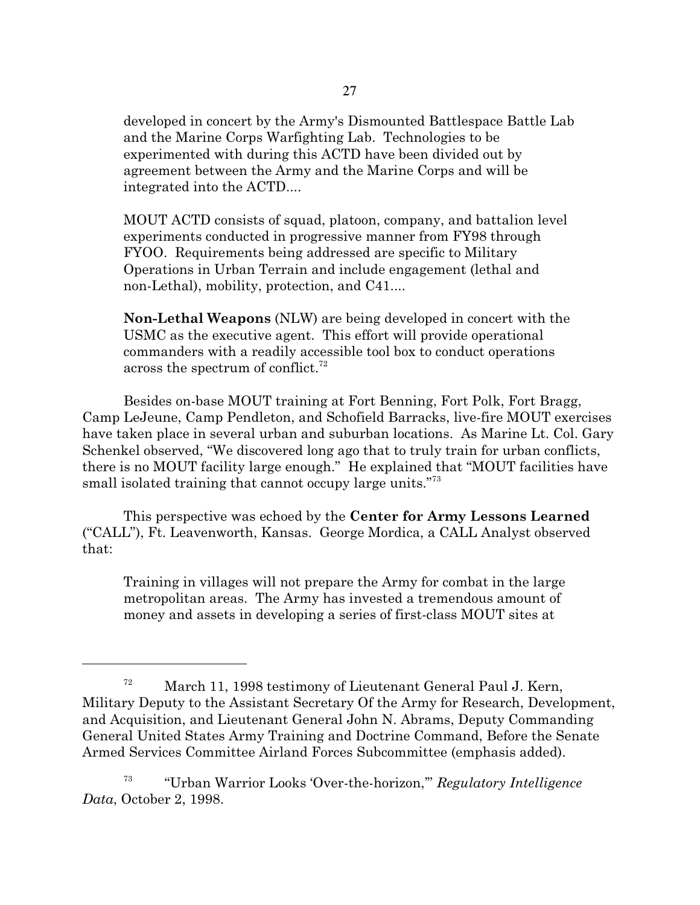developed in concert by the Army's Dismounted Battlespace Battle Lab and the Marine Corps Warfighting Lab. Technologies to be experimented with during this ACTD have been divided out by agreement between the Army and the Marine Corps and will be integrated into the ACTD....

> MOUT ACTD consists of squad, platoon, company, and battalion level experiments conducted in progressive manner from FY98 through FYOO. Requirements being addressed are specific to Military Operations in Urban Terrain and include engagement (lethal and non-Lethal), mobility, protection, and C41....
>
> **Non-Lethal Weapons** (NLW) are being developed in concert with the USMC as the executive agent. This effort will provide operational commanders with a readily accessible tool box to conduct operations across the spectrum of conflict.[72]

Besides on-base MOUT training at Fort Benning, Fort Polk, Fort Bragg, Camp LeJeune, Camp Pendleton, and Schofield Barracks, live-fire MOUT exercises have taken place in several urban and suburban locations. As Marine Lt. Col. Gary Schenkel observed, "We discovered long ago that to truly train for urban conflicts, there is no MOUT facility large enough." He explained that "MOUT facilities have small isolated training that cannot occupy large units."[73]

This perspective was echoed by the **Center for Army Lessons Learned** ("CALL"), Ft. Leavenworth, Kansas. George Mordica, a CALL Analyst observed that:

> Training in villages will not prepare the Army for combat in the large metropolitan areas. The Army has invested a tremendous amount of money and assets in developing a series of first-class MOUT sites at

---

[72] March 11, 1998 testimony of Lieutenant General Paul J. Kern, Military Deputy to the Assistant Secretary Of the Army for Research, Development, and Acquisition, and Lieutenant General John N. Abrams, Deputy Commanding General United States Army Training and Doctrine Command, Before the Senate Armed Services Committee Airland Forces Subcommittee (emphasis added).

[73] "Urban Warrior Looks 'Over-the-horizon,'" *Regulatory Intelligence Data*, October 2, 1998.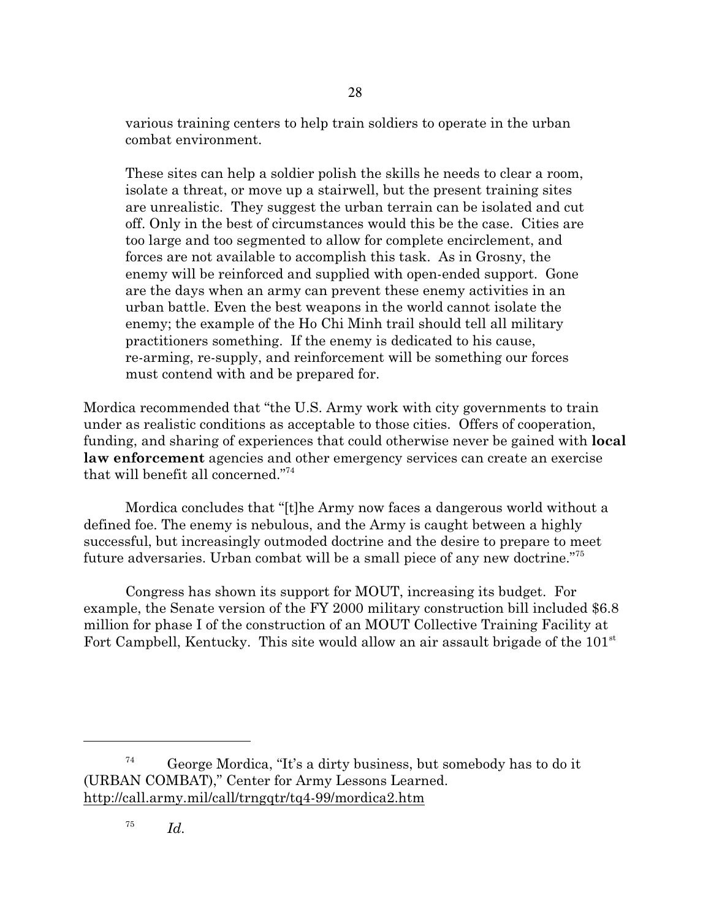various training centers to help train soldiers to operate in the urban combat environment.

> These sites can help a soldier polish the skills he needs to clear a room, isolate a threat, or move up a stairwell, but the present training sites are unrealistic. They suggest the urban terrain can be isolated and cut off. Only in the best of circumstances would this be the case. Cities are too large and too segmented to allow for complete encirclement, and forces are not available to accomplish this task. As in Grosny, the enemy will be reinforced and supplied with open-ended support. Gone are the days when an army can prevent these enemy activities in an urban battle. Even the best weapons in the world cannot isolate the enemy; the example of the Ho Chi Minh trail should tell all military practitioners something. If the enemy is dedicated to his cause, re-arming, re-supply, and reinforcement will be something our forces must contend with and be prepared for.

Mordica recommended that "the U.S. Army work with city governments to train under as realistic conditions as acceptable to those cities. Offers of cooperation, funding, and sharing of experiences that could otherwise never be gained with **local law enforcement** agencies and other emergency services can create an exercise that will benefit all concerned."[74]

Mordica concludes that "[t]he Army now faces a dangerous world without a defined foe. The enemy is nebulous, and the Army is caught between a highly successful, but increasingly outmoded doctrine and the desire to prepare to meet future adversaries. Urban combat will be a small piece of any new doctrine."[75]

Congress has shown its support for MOUT, increasing its budget. For example, the Senate version of the FY 2000 military construction bill included $6.8 million for phase I of the construction of an MOUT Collective Training Facility at Fort Campbell, Kentucky. This site would allow an air assault brigade of the 101st

---

[74] George Mordica, "It's a dirty business, but somebody has to do it (URBAN COMBAT)," Center for Army Lessons Learned. http://call.army.mil/call/trngqtr/tq4-99/mordica2.htm

[75] *Id.*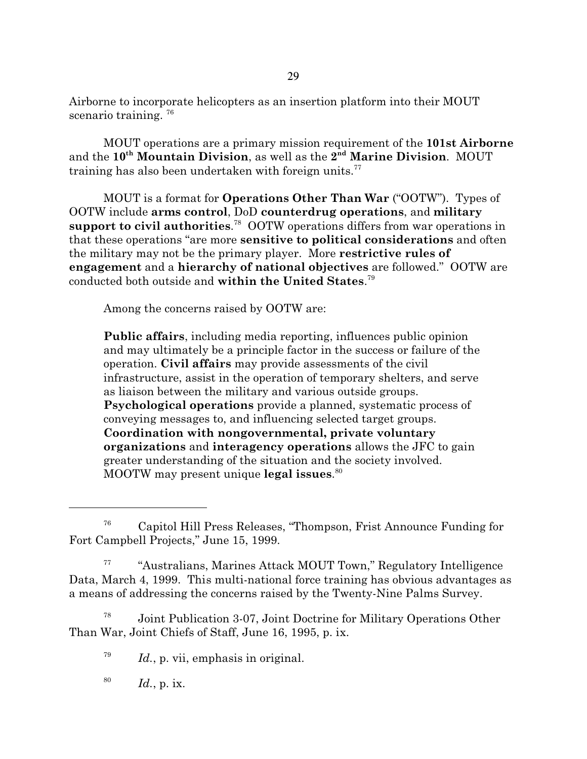Airborne to incorporate helicopters as an insertion platform into their MOUT scenario training. [76]

MOUT operations are a primary mission requirement of the **101st Airborne** and the **10th Mountain Division**, as well as the **2nd Marine Division**. MOUT training has also been undertaken with foreign units.[77]

MOUT is a format for **Operations Other Than War** ("OOTW"). Types of OOTW include **arms control**, DoD **counterdrug operations**, and **military support to civil authorities**.[78] OOTW operations differs from war operations in that these operations "are more **sensitive to political considerations** and often the military may not be the primary player. More **restrictive rules of engagement** and a **hierarchy of national objectives** are followed." OOTW are conducted both outside and **within the United States**.[79]

Among the concerns raised by OOTW are:

> **Public affairs**, including media reporting, influences public opinion and may ultimately be a principle factor in the success or failure of the operation. **Civil affairs** may provide assessments of the civil infrastructure, assist in the operation of temporary shelters, and serve as liaison between the military and various outside groups. **Psychological operations** provide a planned, systematic process of conveying messages to, and influencing selected target groups. **Coordination with nongovernmental, private voluntary organizations** and **interagency operations** allows the JFC to gain greater understanding of the situation and the society involved. MOOTW may present unique **legal issues**.[80]

---

[76] Capitol Hill Press Releases, "Thompson, Frist Announce Funding for Fort Campbell Projects," June 15, 1999.

[77] "Australians, Marines Attack MOUT Town," Regulatory Intelligence Data, March 4, 1999. This multi-national force training has obvious advantages as a means of addressing the concerns raised by the Twenty-Nine Palms Survey.

[78] Joint Publication 3-07, Joint Doctrine for Military Operations Other Than War, Joint Chiefs of Staff, June 16, 1995, p. ix.

[79] *Id.*, p. vii, emphasis in original.

[80] *Id.*, p. ix.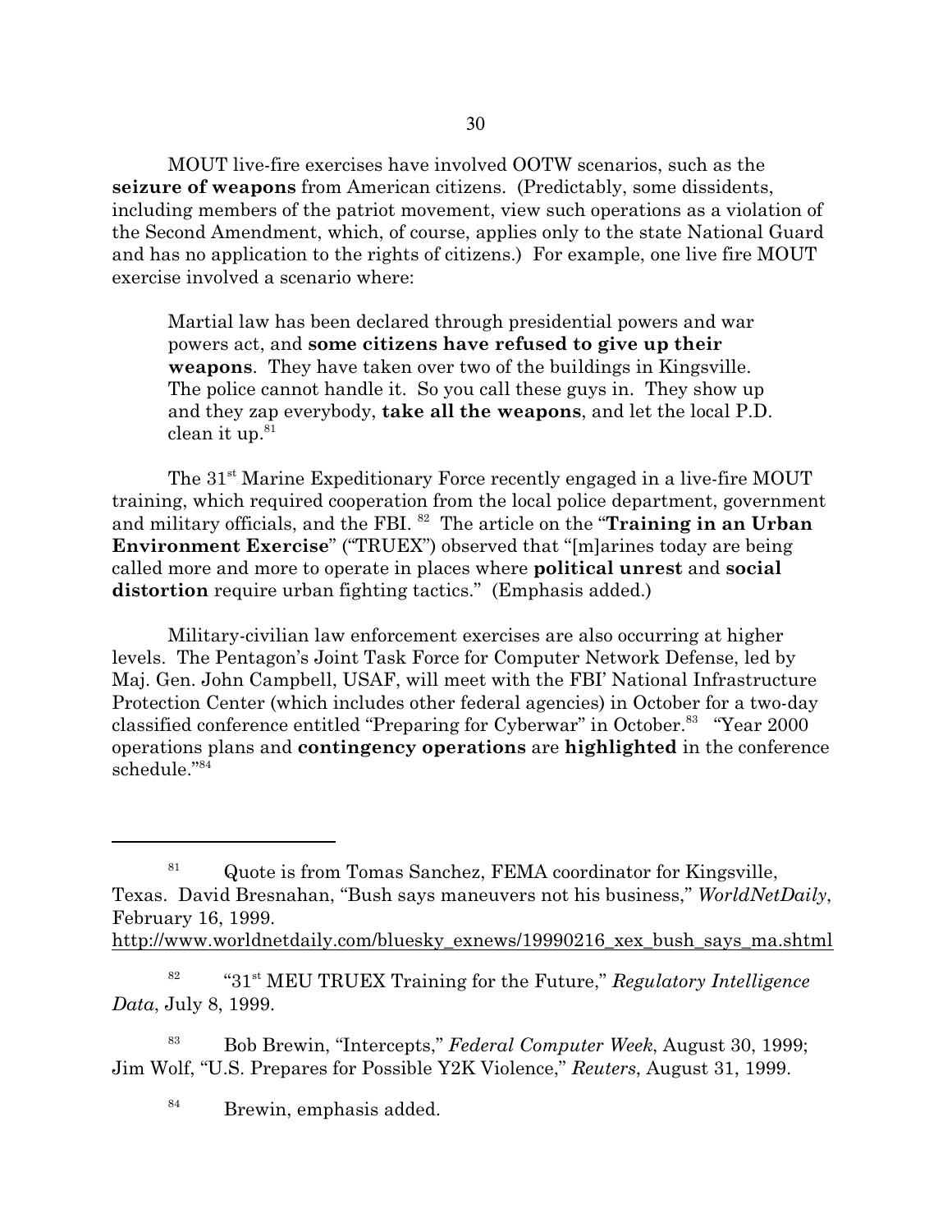MOUT live-fire exercises have involved OOTW scenarios, such as the **seizure of weapons** from American citizens. (Predictably, some dissidents, including members of the patriot movement, view such operations as a violation of the Second Amendment, which, of course, applies only to the state National Guard and has no application to the rights of citizens.) For example, one live fire MOUT exercise involved a scenario where:

> Martial law has been declared through presidential powers and war powers act, and **some citizens have refused to give up their weapons**. They have taken over two of the buildings in Kingsville. The police cannot handle it. So you call these guys in. They show up and they zap everybody, **take all the weapons**, and let the local P.D. clean it up.[81]

The 31st Marine Expeditionary Force recently engaged in a live-fire MOUT training, which required cooperation from the local police department, government and military officials, and the FBI.[82] The article on the "**Training in an Urban Environment Exercise**" ("TRUEX") observed that "[m]arines today are being called more and more to operate in places where **political unrest** and **social distortion** require urban fighting tactics." (Emphasis added.)

Military-civilian law enforcement exercises are also occurring at higher levels. The Pentagon's Joint Task Force for Computer Network Defense, led by Maj. Gen. John Campbell, USAF, will meet with the FBI' National Infrastructure Protection Center (which includes other federal agencies) in October for a two-day classified conference entitled "Preparing for Cyberwar" in October.[83] "Year 2000 operations plans and **contingency operations** are **highlighted** in the conference schedule."[84]

---

[81] Quote is from Tomas Sanchez, FEMA coordinator for Kingsville, Texas. David Bresnahan, "Bush says maneuvers not his business," *WorldNetDaily*, February 16, 1999. http://www.worldnetdaily.com/bluesky_exnews/19990216_xex_bush_says_ma.shtml

[82] "31st MEU TRUEX Training for the Future," *Regulatory Intelligence Data*, July 8, 1999.

[83] Bob Brewin, "Intercepts," *Federal Computer Week*, August 30, 1999; Jim Wolf, "U.S. Prepares for Possible Y2K Violence," *Reuters*, August 31, 1999.

[84] Brewin, emphasis added.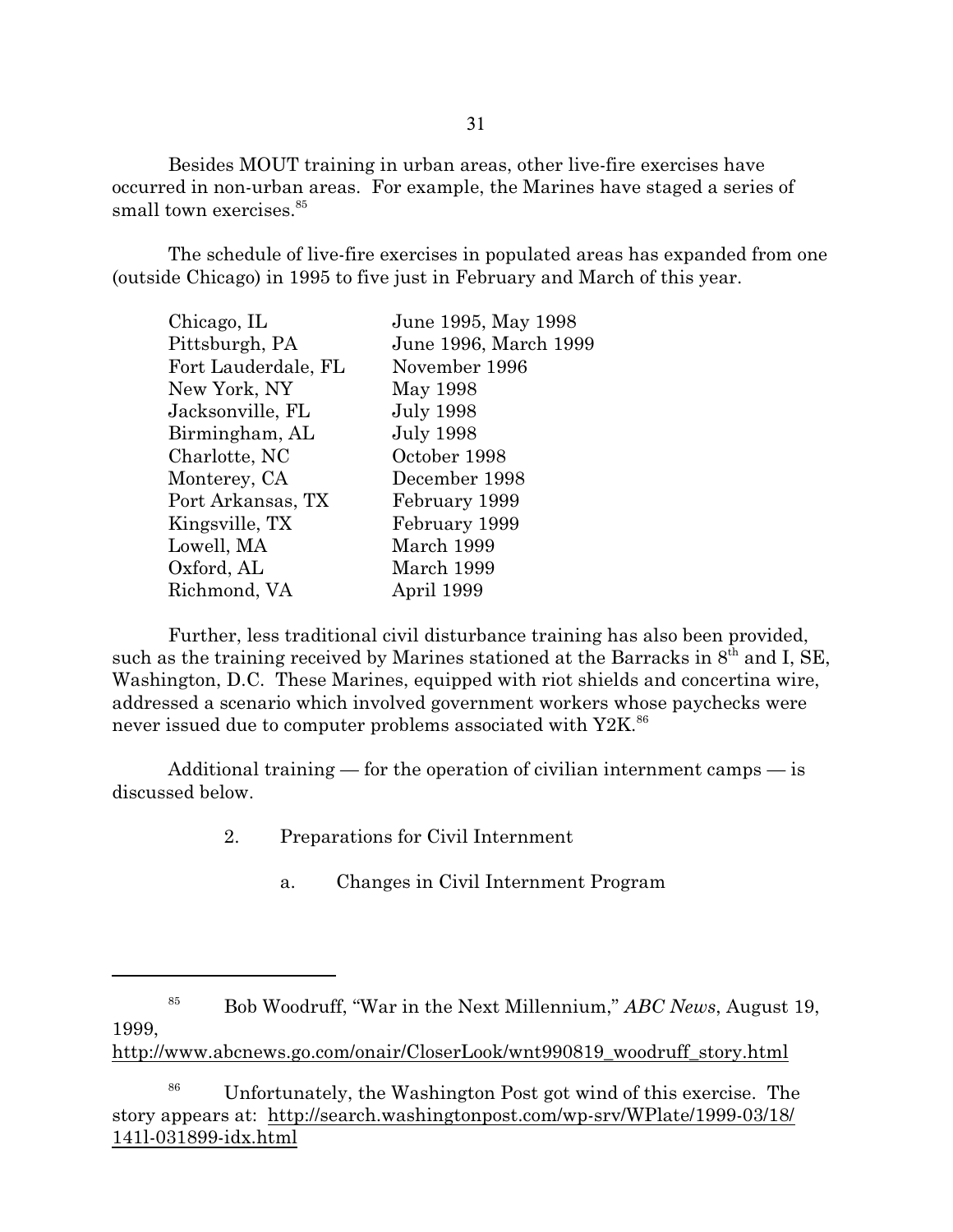Besides MOUT training in urban areas, other live-fire exercises have occurred in non-urban areas. For example, the Marines have staged a series of small town exercises.[85]

The schedule of live-fire exercises in populated areas has expanded from one (outside Chicago) in 1995 to five just in February and March of this year.

| | |
|---|---|
| Chicago, IL | June 1995, May 1998 |
| Pittsburgh, PA | June 1996, March 1999 |
| Fort Lauderdale, FL | November 1996 |
| New York, NY | May 1998 |
| Jacksonville, FL | July 1998 |
| Birmingham, AL | July 1998 |
| Charlotte, NC | October 1998 |
| Monterey, CA | December 1998 |
| Port Arkansas, TX | February 1999 |
| Kingsville, TX | February 1999 |
| Lowell, MA | March 1999 |
| Oxford, AL | March 1999 |
| Richmond, VA | April 1999 |

Further, less traditional civil disturbance training has also been provided, such as the training received by Marines stationed at the Barracks in 8th and I, SE, Washington, D.C. These Marines, equipped with riot shields and concertina wire, addressed a scenario which involved government workers whose paychecks were never issued due to computer problems associated with Y2K.[86]

Additional training — for the operation of civilian internment camps — is discussed below.

2. Preparations for Civil Internment

a. Changes in Civil Internment Program

---

[85] Bob Woodruff, "War in the Next Millennium," *ABC News*, August 19, 1999, http://www.abcnews.go.com/onair/CloserLook/wnt990819_woodruff_story.html

[86] Unfortunately, the Washington Post got wind of this exercise. The story appears at: http://search.washingtonpost.com/wp-srv/WPlate/1999-03/18/141l-031899-idx.html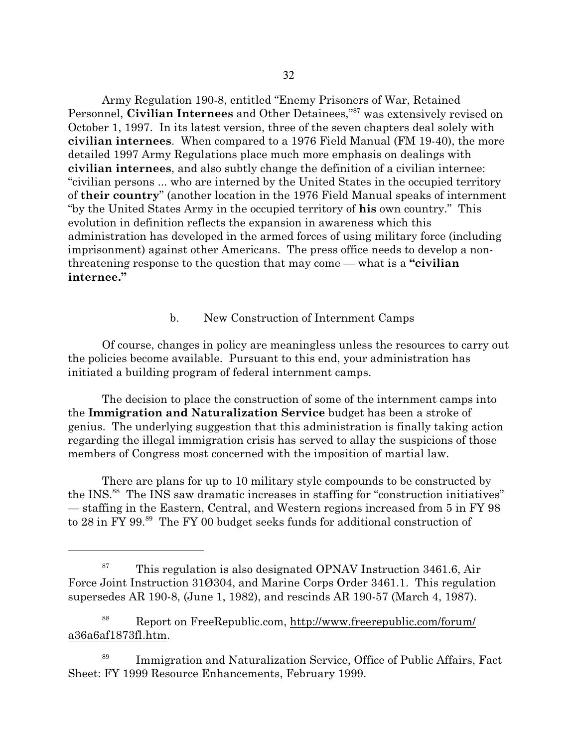Army Regulation 190-8, entitled "Enemy Prisoners of War, Retained Personnel, **Civilian Internees** and Other Detainees,"[87] was extensively revised on October 1, 1997. In its latest version, three of the seven chapters deal solely with **civilian internees**. When compared to a 1976 Field Manual (FM 19-40), the more detailed 1997 Army Regulations place much more emphasis on dealings with **civilian internees**, and also subtly change the definition of a civilian internee: "civilian persons ... who are interned by the United States in the occupied territory of **their country**" (another location in the 1976 Field Manual speaks of internment "by the United States Army in the occupied territory of **his** own country." This evolution in definition reflects the expansion in awareness which this administration has developed in the armed forces of using military force (including imprisonment) against other Americans. The press office needs to develop a non-threatening response to the question that may come — what is a **"civilian internee."**

b. New Construction of Internment Camps

Of course, changes in policy are meaningless unless the resources to carry out the policies become available. Pursuant to this end, your administration has initiated a building program of federal internment camps.

The decision to place the construction of some of the internment camps into the **Immigration and Naturalization Service** budget has been a stroke of genius. The underlying suggestion that this administration is finally taking action regarding the illegal immigration crisis has served to allay the suspicions of those members of Congress most concerned with the imposition of martial law.

There are plans for up to 10 military style compounds to be constructed by the INS.[88] The INS saw dramatic increases in staffing for "construction initiatives" — staffing in the Eastern, Central, and Western regions increased from 5 in FY 98 to 28 in FY 99.[89] The FY 00 budget seeks funds for additional construction of

---

[87] This regulation is also designated OPNAV Instruction 3461.6, Air Force Joint Instruction 31Ø304, and Marine Corps Order 3461.1. This regulation supersedes AR 190-8, (June 1, 1982), and rescinds AR 190-57 (March 4, 1987).

[88] Report on FreeRepublic.com, http://www.freerepublic.com/forum/a36a6af1873fl.htm.

[89] Immigration and Naturalization Service, Office of Public Affairs, Fact Sheet: FY 1999 Resource Enhancements, February 1999.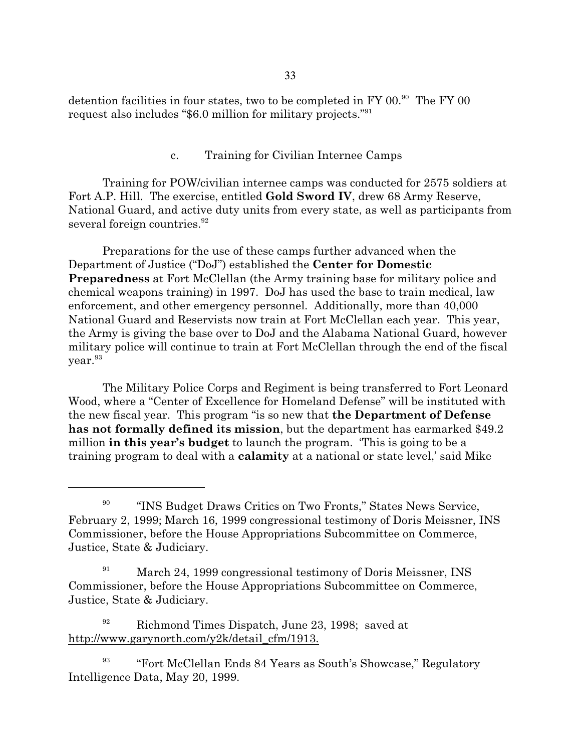detention facilities in four states, two to be completed in FY 00.[90] The FY 00 request also includes "$6.0 million for military projects."[91]

### c. Training for Civilian Internee Camps

Training for POW/civilian internee camps was conducted for 2575 soldiers at Fort A.P. Hill. The exercise, entitled **Gold Sword IV**, drew 68 Army Reserve, National Guard, and active duty units from every state, as well as participants from several foreign countries.[92]

Preparations for the use of these camps further advanced when the Department of Justice ("DoJ") established the **Center for Domestic Preparedness** at Fort McClellan (the Army training base for military police and chemical weapons training) in 1997. DoJ has used the base to train medical, law enforcement, and other emergency personnel. Additionally, more than 40,000 National Guard and Reservists now train at Fort McClellan each year. This year, the Army is giving the base over to DoJ and the Alabama National Guard, however military police will continue to train at Fort McClellan through the end of the fiscal year.[93]

The Military Police Corps and Regiment is being transferred to Fort Leonard Wood, where a "Center of Excellence for Homeland Defense" will be instituted with the new fiscal year. This program "is so new that **the Department of Defense has not formally defined its mission**, but the department has earmarked $49.2 million **in this year's budget** to launch the program. 'This is going to be a training program to deal with a **calamity** at a national or state level,' said Mike

---

[90] "INS Budget Draws Critics on Two Fronts," States News Service, February 2, 1999; March 16, 1999 congressional testimony of Doris Meissner, INS Commissioner, before the House Appropriations Subcommittee on Commerce, Justice, State & Judiciary.

[91] March 24, 1999 congressional testimony of Doris Meissner, INS Commissioner, before the House Appropriations Subcommittee on Commerce, Justice, State & Judiciary.

[92] Richmond Times Dispatch, June 23, 1998; saved at http://www.garynorth.com/y2k/detail_cfm/1913.

[93] "Fort McClellan Ends 84 Years as South's Showcase," Regulatory Intelligence Data, May 20, 1999.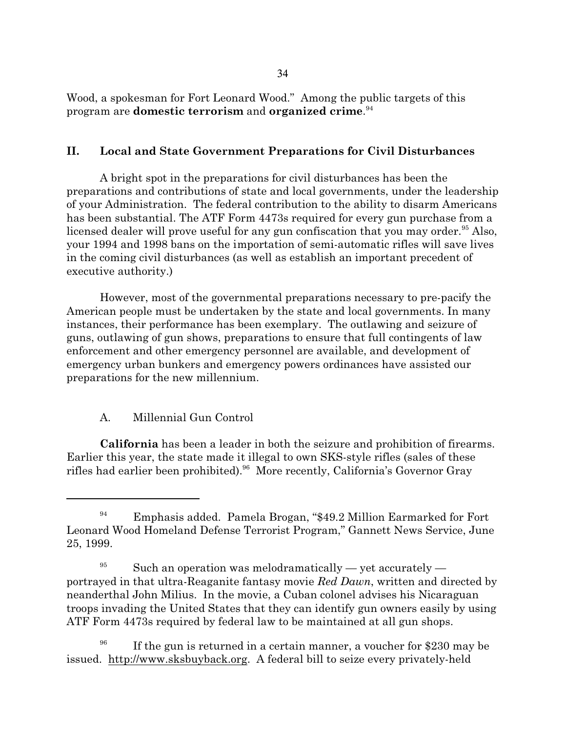Wood, a spokesman for Fort Leonard Wood." Among the public targets of this program are **domestic terrorism** and **organized crime**.[94]

## II. Local and State Government Preparations for Civil Disturbances

A bright spot in the preparations for civil disturbances has been the preparations and contributions of state and local governments, under the leadership of your Administration. The federal contribution to the ability to disarm Americans has been substantial. The ATF Form 4473s required for every gun purchase from a licensed dealer will prove useful for any gun confiscation that you may order.[95] Also, your 1994 and 1998 bans on the importation of semi-automatic rifles will save lives in the coming civil disturbances (as well as establish an important precedent of executive authority.)

However, most of the governmental preparations necessary to pre-pacify the American people must be undertaken by the state and local governments. In many instances, their performance has been exemplary. The outlawing and seizure of guns, outlawing of gun shows, preparations to ensure that full contingents of law enforcement and other emergency personnel are available, and development of emergency urban bunkers and emergency powers ordinances have assisted our preparations for the new millennium.

### A. Millennial Gun Control

**California** has been a leader in both the seizure and prohibition of firearms. Earlier this year, the state made it illegal to own SKS-style rifles (sales of these rifles had earlier been prohibited).[96] More recently, California's Governor Gray

---

[94] Emphasis added. Pamela Brogan, "$49.2 Million Earmarked for Fort Leonard Wood Homeland Defense Terrorist Program," Gannett News Service, June 25, 1999.

[95] Such an operation was melodramatically — yet accurately — portrayed in that ultra-Reaganite fantasy movie *Red Dawn*, written and directed by neanderthal John Milius. In the movie, a Cuban colonel advises his Nicaraguan troops invading the United States that they can identify gun owners easily by using ATF Form 4473s required by federal law to be maintained at all gun shops.

[96] If the gun is returned in a certain manner, a voucher for $230 may be issued. http://www.sksbuyback.org. A federal bill to seize every privately-held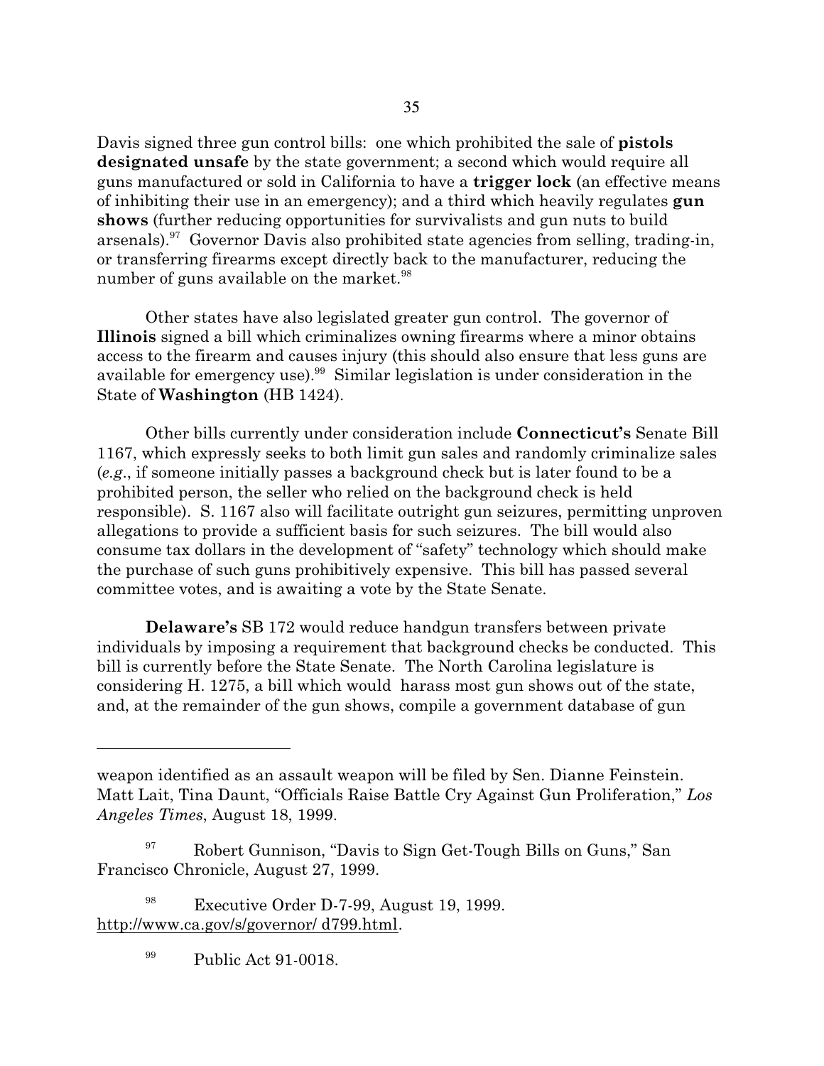Davis signed three gun control bills: one which prohibited the sale of **pistols designated unsafe** by the state government; a second which would require all guns manufactured or sold in California to have a **trigger lock** (an effective means of inhibiting their use in an emergency); and a third which heavily regulates **gun shows** (further reducing opportunities for survivalists and gun nuts to build arsenals).[97] Governor Davis also prohibited state agencies from selling, trading-in, or transferring firearms except directly back to the manufacturer, reducing the number of guns available on the market.[98]

Other states have also legislated greater gun control. The governor of **Illinois** signed a bill which criminalizes owning firearms where a minor obtains access to the firearm and causes injury (this should also ensure that less guns are available for emergency use).[99] Similar legislation is under consideration in the State of **Washington** (HB 1424).

Other bills currently under consideration include **Connecticut's** Senate Bill 1167, which expressly seeks to both limit gun sales and randomly criminalize sales (*e.g*., if someone initially passes a background check but is later found to be a prohibited person, the seller who relied on the background check is held responsible). S. 1167 also will facilitate outright gun seizures, permitting unproven allegations to provide a sufficient basis for such seizures. The bill would also consume tax dollars in the development of "safety" technology which should make the purchase of such guns prohibitively expensive. This bill has passed several committee votes, and is awaiting a vote by the State Senate.

**Delaware's** SB 172 would reduce handgun transfers between private individuals by imposing a requirement that background checks be conducted. This bill is currently before the State Senate. The North Carolina legislature is considering H. 1275, a bill which would harass most gun shows out of the state, and, at the remainder of the gun shows, compile a government database of gun

---

weapon identified as an assault weapon will be filed by Sen. Dianne Feinstein. Matt Lait, Tina Daunt, "Officials Raise Battle Cry Against Gun Proliferation," *Los Angeles Times*, August 18, 1999.

[97] Robert Gunnison, "Davis to Sign Get-Tough Bills on Guns," San Francisco Chronicle, August 27, 1999.

[98] Executive Order D-7-99, August 19, 1999. http://www.ca.gov/s/governor/ d799.html.

[99] Public Act 91-0018.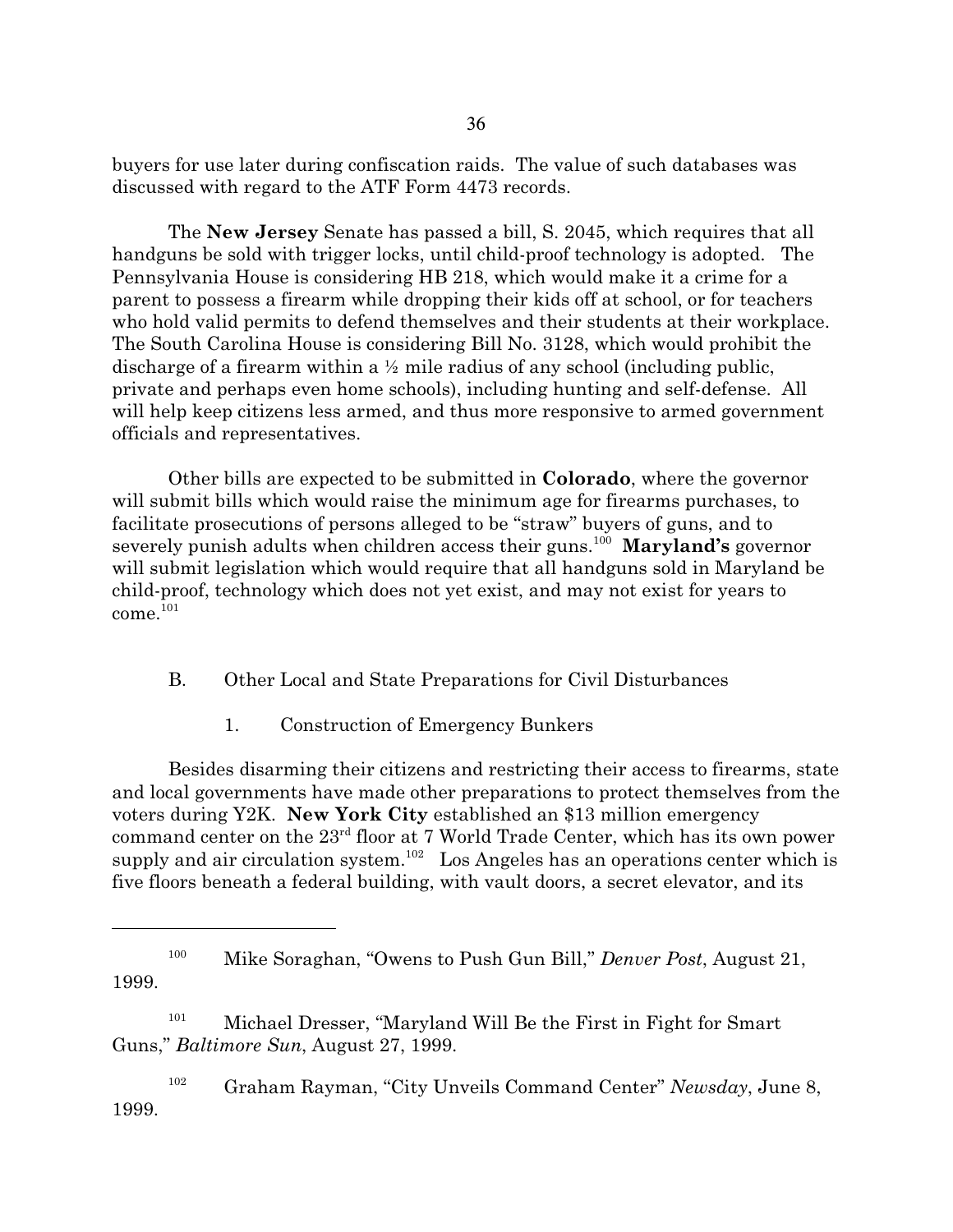buyers for use later during confiscation raids. The value of such databases was discussed with regard to the ATF Form 4473 records.

The **New Jersey** Senate has passed a bill, S. 2045, which requires that all handguns be sold with trigger locks, until child-proof technology is adopted. The Pennsylvania House is considering HB 218, which would make it a crime for a parent to possess a firearm while dropping their kids off at school, or for teachers who hold valid permits to defend themselves and their students at their workplace. The South Carolina House is considering Bill No. 3128, which would prohibit the discharge of a firearm within a ½ mile radius of any school (including public, private and perhaps even home schools), including hunting and self-defense. All will help keep citizens less armed, and thus more responsive to armed government officials and representatives.

Other bills are expected to be submitted in **Colorado**, where the governor will submit bills which would raise the minimum age for firearms purchases, to facilitate prosecutions of persons alleged to be "straw" buyers of guns, and to severely punish adults when children access their guns.[100] **Maryland's** governor will submit legislation which would require that all handguns sold in Maryland be child-proof, technology which does not yet exist, and may not exist for years to come.[101]

B. Other Local and State Preparations for Civil Disturbances

1. Construction of Emergency Bunkers

Besides disarming their citizens and restricting their access to firearms, state and local governments have made other preparations to protect themselves from the voters during Y2K. **New York City** established an $13 million emergency command center on the 23rd floor at 7 World Trade Center, which has its own power supply and air circulation system.[102] Los Angeles has an operations center which is five floors beneath a federal building, with vault doors, a secret elevator, and its

---

[100] Mike Soraghan, "Owens to Push Gun Bill," *Denver Post*, August 21, 1999.

[101] Michael Dresser, "Maryland Will Be the First in Fight for Smart Guns," *Baltimore Sun*, August 27, 1999.

[102] Graham Rayman, "City Unveils Command Center" *Newsday*, June 8, 1999.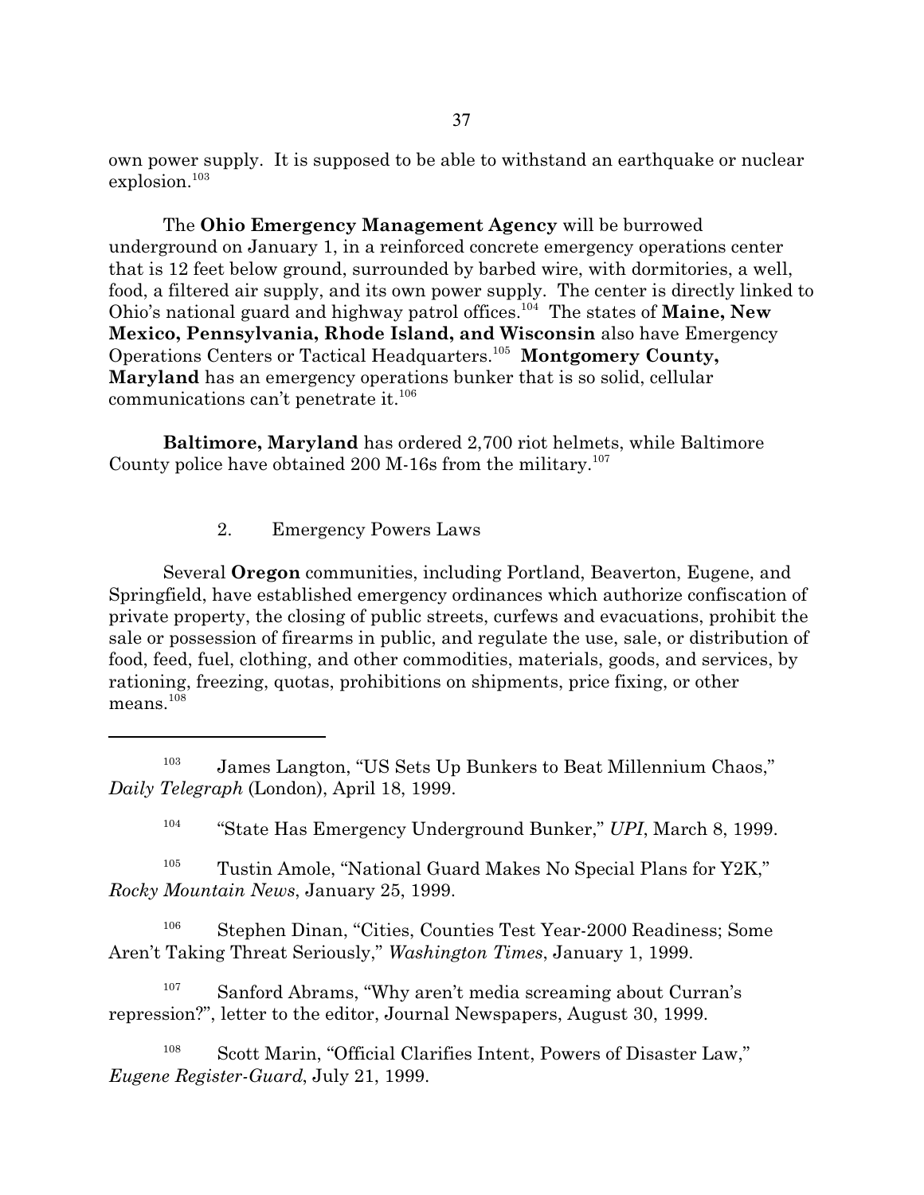own power supply. It is supposed to be able to withstand an earthquake or nuclear explosion.[103]

The **Ohio Emergency Management Agency** will be burrowed underground on January 1, in a reinforced concrete emergency operations center that is 12 feet below ground, surrounded by barbed wire, with dormitories, a well, food, a filtered air supply, and its own power supply. The center is directly linked to Ohio's national guard and highway patrol offices.[104] The states of **Maine, New Mexico, Pennsylvania, Rhode Island, and Wisconsin** also have Emergency Operations Centers or Tactical Headquarters.[105] **Montgomery County, Maryland** has an emergency operations bunker that is so solid, cellular communications can't penetrate it.[106]

**Baltimore, Maryland** has ordered 2,700 riot helmets, while Baltimore County police have obtained 200 M-16s from the military.[107]

2. Emergency Powers Laws

Several **Oregon** communities, including Portland, Beaverton, Eugene, and Springfield, have established emergency ordinances which authorize confiscation of private property, the closing of public streets, curfews and evacuations, prohibit the sale or possession of firearms in public, and regulate the use, sale, or distribution of food, feed, fuel, clothing, and other commodities, materials, goods, and services, by rationing, freezing, quotas, prohibitions on shipments, price fixing, or other means.[108]

---

[103] James Langton, "US Sets Up Bunkers to Beat Millennium Chaos," *Daily Telegraph* (London), April 18, 1999.

[104] "State Has Emergency Underground Bunker," *UPI*, March 8, 1999.

[105] Tustin Amole, "National Guard Makes No Special Plans for Y2K," *Rocky Mountain News*, January 25, 1999.

[106] Stephen Dinan, "Cities, Counties Test Year-2000 Readiness; Some Aren't Taking Threat Seriously," *Washington Times*, January 1, 1999.

[107] Sanford Abrams, "Why aren't media screaming about Curran's repression?", letter to the editor, Journal Newspapers, August 30, 1999.

[108] Scott Marin, "Official Clarifies Intent, Powers of Disaster Law," *Eugene Register-Guard*, July 21, 1999.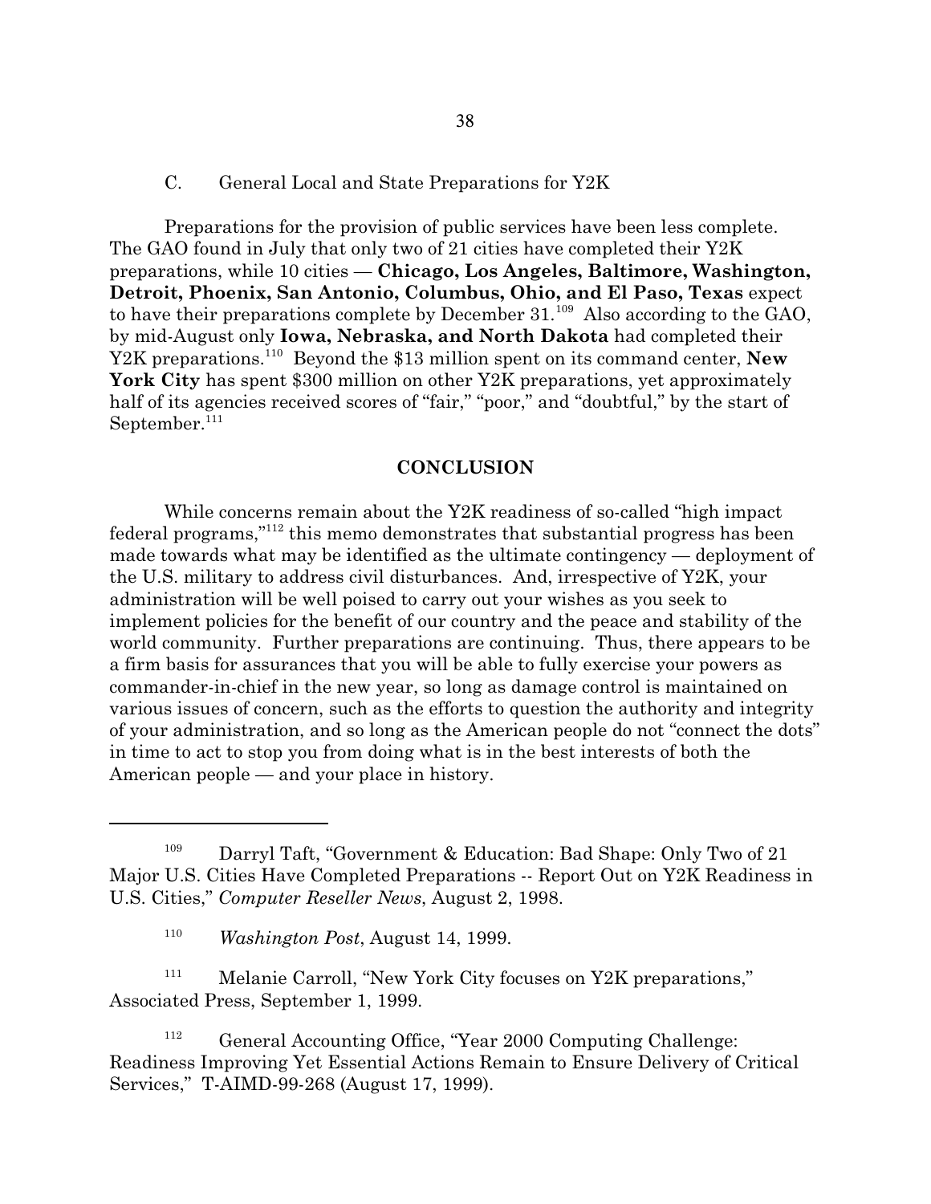C. General Local and State Preparations for Y2K

Preparations for the provision of public services have been less complete. The GAO found in July that only two of 21 cities have completed their Y2K preparations, while 10 cities — **Chicago, Los Angeles, Baltimore, Washington, Detroit, Phoenix, San Antonio, Columbus, Ohio, and El Paso, Texas** expect to have their preparations complete by December 31.[109] Also according to the GAO, by mid-August only **Iowa, Nebraska, and North Dakota** had completed their Y2K preparations.[110] Beyond the $13 million spent on its command center, **New York City** has spent $300 million on other Y2K preparations, yet approximately half of its agencies received scores of "fair," "poor," and "doubtful," by the start of September.[111]

## CONCLUSION

While concerns remain about the Y2K readiness of so-called "high impact federal programs,"[112] this memo demonstrates that substantial progress has been made towards what may be identified as the ultimate contingency — deployment of the U.S. military to address civil disturbances. And, irrespective of Y2K, your administration will be well poised to carry out your wishes as you seek to implement policies for the benefit of our country and the peace and stability of the world community. Further preparations are continuing. Thus, there appears to be a firm basis for assurances that you will be able to fully exercise your powers as commander-in-chief in the new year, so long as damage control is maintained on various issues of concern, such as the efforts to question the authority and integrity of your administration, and so long as the American people do not "connect the dots" in time to act to stop you from doing what is in the best interests of both the American people — and your place in history.

---

[109] Darryl Taft, "Government & Education: Bad Shape: Only Two of 21 Major U.S. Cities Have Completed Preparations -- Report Out on Y2K Readiness in U.S. Cities," *Computer Reseller News*, August 2, 1998.

[110] *Washington Post*, August 14, 1999.

[111] Melanie Carroll, "New York City focuses on Y2K preparations," Associated Press, September 1, 1999.

[112] General Accounting Office, "Year 2000 Computing Challenge: Readiness Improving Yet Essential Actions Remain to Ensure Delivery of Critical Services," T-AIMD-99-268 (August 17, 1999).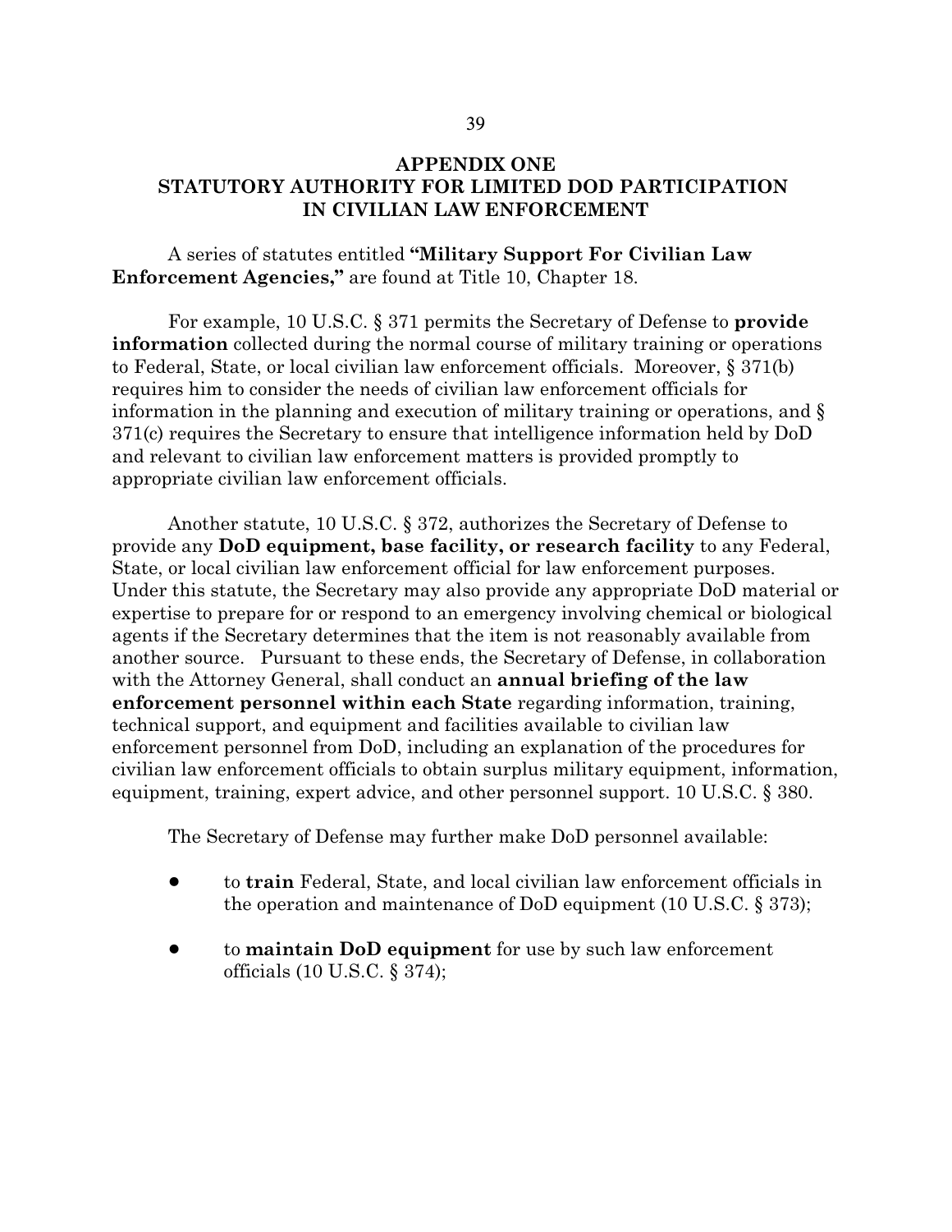# APPENDIX ONE
## STATUTORY AUTHORITY FOR LIMITED DOD PARTICIPATION IN CIVILIAN LAW ENFORCEMENT

A series of statutes entitled **"Military Support For Civilian Law Enforcement Agencies,"** are found at Title 10, Chapter 18.

For example, 10 U.S.C. § 371 permits the Secretary of Defense to **provide information** collected during the normal course of military training or operations to Federal, State, or local civilian law enforcement officials. Moreover, § 371(b) requires him to consider the needs of civilian law enforcement officials for information in the planning and execution of military training or operations, and § 371(c) requires the Secretary to ensure that intelligence information held by DoD and relevant to civilian law enforcement matters is provided promptly to appropriate civilian law enforcement officials.

Another statute, 10 U.S.C. § 372, authorizes the Secretary of Defense to provide any **DoD equipment, base facility, or research facility** to any Federal, State, or local civilian law enforcement official for law enforcement purposes. Under this statute, the Secretary may also provide any appropriate DoD material or expertise to prepare for or respond to an emergency involving chemical or biological agents if the Secretary determines that the item is not reasonably available from another source. Pursuant to these ends, the Secretary of Defense, in collaboration with the Attorney General, shall conduct an **annual briefing of the law enforcement personnel within each State** regarding information, training, technical support, and equipment and facilities available to civilian law enforcement personnel from DoD, including an explanation of the procedures for civilian law enforcement officials to obtain surplus military equipment, information, equipment, training, expert advice, and other personnel support. 10 U.S.C. § 380.

The Secretary of Defense may further make DoD personnel available:

- to **train** Federal, State, and local civilian law enforcement officials in the operation and maintenance of DoD equipment (10 U.S.C. § 373);
- to **maintain DoD equipment** for use by such law enforcement officials (10 U.S.C. § 374);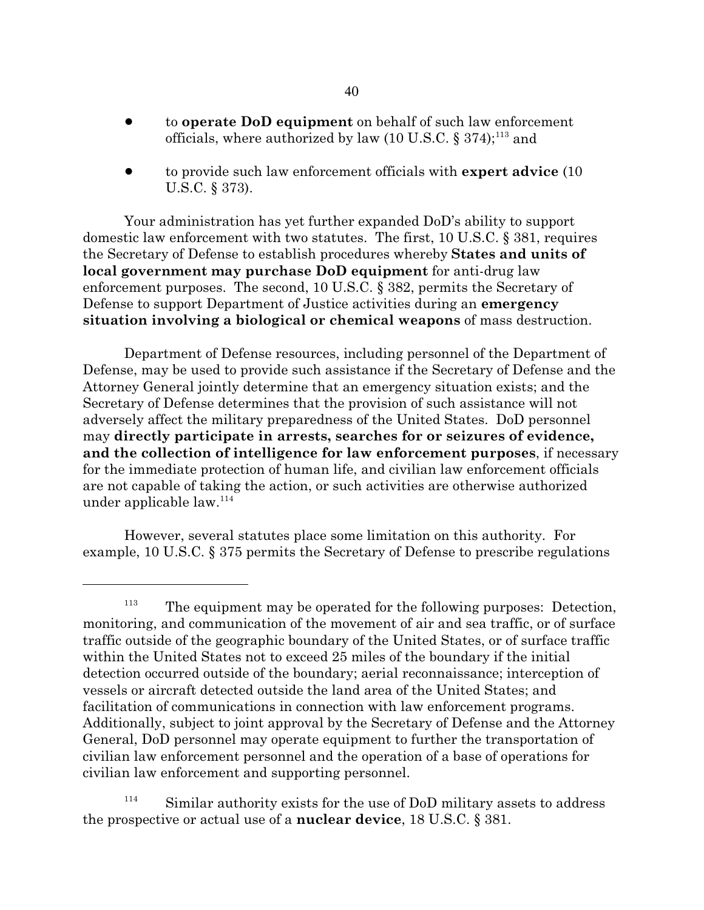- to **operate DoD equipment** on behalf of such law enforcement officials, where authorized by law (10 U.S.C. § 374);[113] and

- to provide such law enforcement officials with **expert advice** (10 U.S.C. § 373).

Your administration has yet further expanded DoD's ability to support domestic law enforcement with two statutes. The first, 10 U.S.C. § 381, requires the Secretary of Defense to establish procedures whereby **States and units of local government may purchase DoD equipment** for anti-drug law enforcement purposes. The second, 10 U.S.C. § 382, permits the Secretary of Defense to support Department of Justice activities during an **emergency situation involving a biological or chemical weapons** of mass destruction.

Department of Defense resources, including personnel of the Department of Defense, may be used to provide such assistance if the Secretary of Defense and the Attorney General jointly determine that an emergency situation exists; and the Secretary of Defense determines that the provision of such assistance will not adversely affect the military preparedness of the United States. DoD personnel may **directly participate in arrests, searches for or seizures of evidence, and the collection of intelligence for law enforcement purposes**, if necessary for the immediate protection of human life, and civilian law enforcement officials are not capable of taking the action, or such activities are otherwise authorized under applicable law.[114]

However, several statutes place some limitation on this authority. For example, 10 U.S.C. § 375 permits the Secretary of Defense to prescribe regulations

---

[113] The equipment may be operated for the following purposes: Detection, monitoring, and communication of the movement of air and sea traffic, or of surface traffic outside of the geographic boundary of the United States, or of surface traffic within the United States not to exceed 25 miles of the boundary if the initial detection occurred outside of the boundary; aerial reconnaissance; interception of vessels or aircraft detected outside the land area of the United States; and facilitation of communications in connection with law enforcement programs. Additionally, subject to joint approval by the Secretary of Defense and the Attorney General, DoD personnel may operate equipment to further the transportation of civilian law enforcement personnel and the operation of a base of operations for civilian law enforcement and supporting personnel.

[114] Similar authority exists for the use of DoD military assets to address the prospective or actual use of a **nuclear device**, 18 U.S.C. § 381.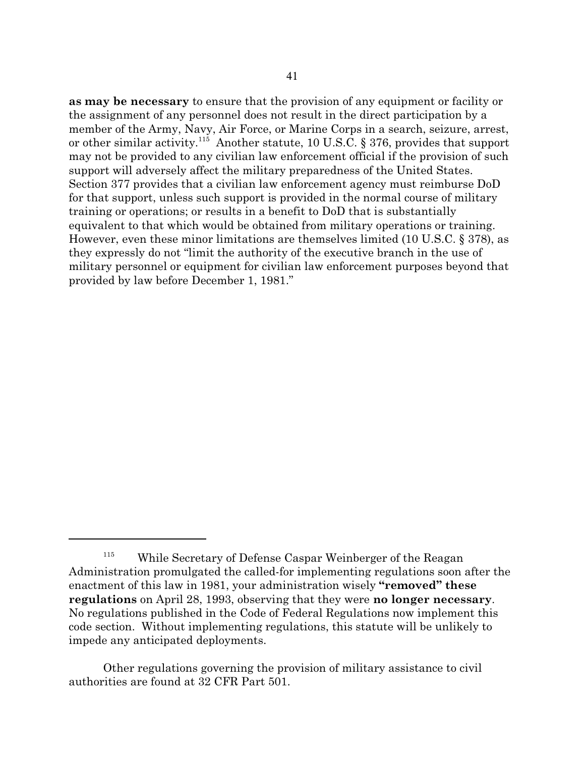**as may be necessary** to ensure that the provision of any equipment or facility or the assignment of any personnel does not result in the direct participation by a member of the Army, Navy, Air Force, or Marine Corps in a search, seizure, arrest, or other similar activity.[115] Another statute, 10 U.S.C. § 376, provides that support may not be provided to any civilian law enforcement official if the provision of such support will adversely affect the military preparedness of the United States. Section 377 provides that a civilian law enforcement agency must reimburse DoD for that support, unless such support is provided in the normal course of military training or operations; or results in a benefit to DoD that is substantially equivalent to that which would be obtained from military operations or training. However, even these minor limitations are themselves limited (10 U.S.C. § 378), as they expressly do not "limit the authority of the executive branch in the use of military personnel or equipment for civilian law enforcement purposes beyond that provided by law before December 1, 1981."

---

[115] While Secretary of Defense Caspar Weinberger of the Reagan Administration promulgated the called-for implementing regulations soon after the enactment of this law in 1981, your administration wisely **"removed" these regulations** on April 28, 1993, observing that they were **no longer necessary**. No regulations published in the Code of Federal Regulations now implement this code section. Without implementing regulations, this statute will be unlikely to impede any anticipated deployments.

Other regulations governing the provision of military assistance to civil authorities are found at 32 CFR Part 501.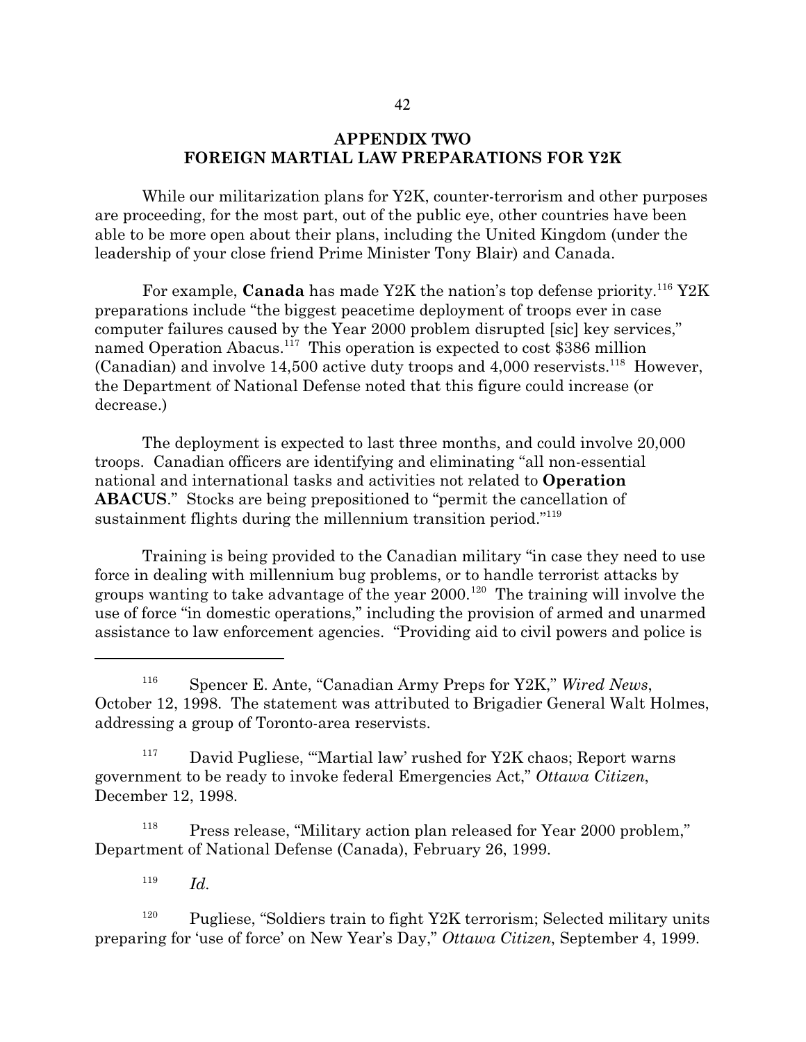## APPENDIX TWO
## FOREIGN MARTIAL LAW PREPARATIONS FOR Y2K

While our militarization plans for Y2K, counter-terrorism and other purposes are proceeding, for the most part, out of the public eye, other countries have been able to be more open about their plans, including the United Kingdom (under the leadership of your close friend Prime Minister Tony Blair) and Canada.

For example, **Canada** has made Y2K the nation's top defense priority.[116] Y2K preparations include "the biggest peacetime deployment of troops ever in case computer failures caused by the Year 2000 problem disrupted [sic] key services," named Operation Abacus.[117] This operation is expected to cost $386 million (Canadian) and involve 14,500 active duty troops and 4,000 reservists.[118] However, the Department of National Defense noted that this figure could increase (or decrease.)

The deployment is expected to last three months, and could involve 20,000 troops. Canadian officers are identifying and eliminating "all non-essential national and international tasks and activities not related to **Operation ABACUS**." Stocks are being prepositioned to "permit the cancellation of sustainment flights during the millennium transition period."[119]

Training is being provided to the Canadian military "in case they need to use force in dealing with millennium bug problems, or to handle terrorist attacks by groups wanting to take advantage of the year 2000.[120] The training will involve the use of force "in domestic operations," including the provision of armed and unarmed assistance to law enforcement agencies. "Providing aid to civil powers and police is

---

[116] Spencer E. Ante, "Canadian Army Preps for Y2K," *Wired News*, October 12, 1998. The statement was attributed to Brigadier General Walt Holmes, addressing a group of Toronto-area reservists.

[117] David Pugliese, "'Martial law' rushed for Y2K chaos; Report warns government to be ready to invoke federal Emergencies Act," *Ottawa Citizen*, December 12, 1998.

[118] Press release, "Military action plan released for Year 2000 problem," Department of National Defense (Canada), February 26, 1999.

[119] *Id.*

[120] Pugliese, "Soldiers train to fight Y2K terrorism; Selected military units preparing for 'use of force' on New Year's Day," *Ottawa Citizen*, September 4, 1999.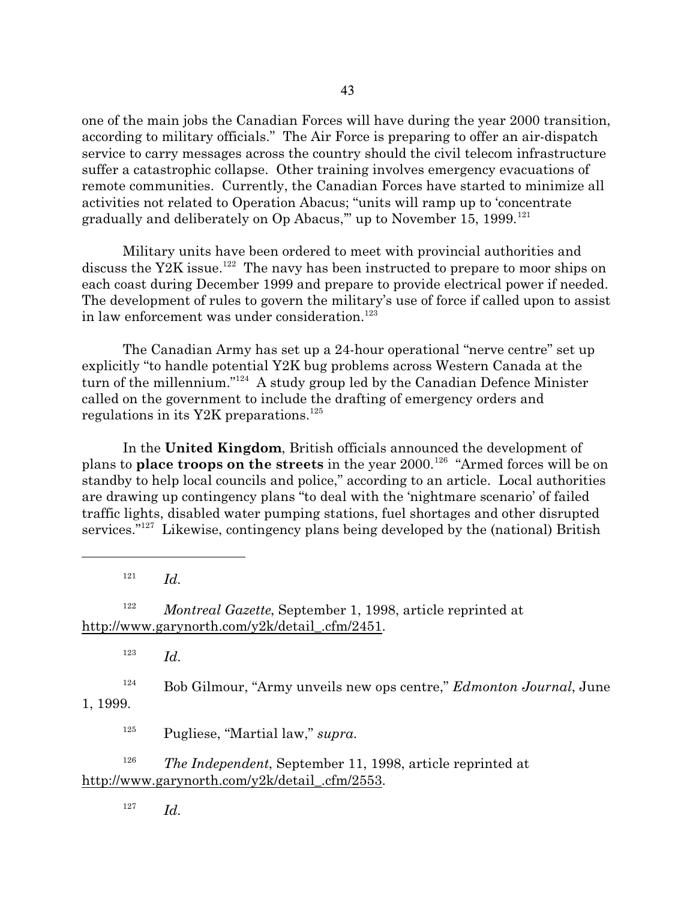one of the main jobs the Canadian Forces will have during the year 2000 transition, according to military officials." The Air Force is preparing to offer an air-dispatch service to carry messages across the country should the civil telecom infrastructure suffer a catastrophic collapse. Other training involves emergency evacuations of remote communities. Currently, the Canadian Forces have started to minimize all activities not related to Operation Abacus; "units will ramp up to 'concentrate gradually and deliberately on Op Abacus,'" up to November 15, 1999.[121]

Military units have been ordered to meet with provincial authorities and discuss the Y2K issue.[122] The navy has been instructed to prepare to moor ships on each coast during December 1999 and prepare to provide electrical power if needed. The development of rules to govern the military's use of force if called upon to assist in law enforcement was under consideration.[123]

The Canadian Army has set up a 24-hour operational "nerve centre" set up explicitly "to handle potential Y2K bug problems across Western Canada at the turn of the millennium."[124] A study group led by the Canadian Defence Minister called on the government to include the drafting of emergency orders and regulations in its Y2K preparations.[125]

In the **United Kingdom**, British officials announced the development of plans to **place troops on the streets** in the year 2000.[126] "Armed forces will be on standby to help local councils and police," according to an article. Local authorities are drawing up contingency plans "to deal with the 'nightmare scenario' of failed traffic lights, disabled water pumping stations, fuel shortages and other disrupted services."[127] Likewise, contingency plans being developed by the (national) British

---

[121] *Id.*

[122] *Montreal Gazette*, September 1, 1998, article reprinted at http://www.garynorth.com/y2k/detail_.cfm/2451.

[123] *Id.*

[124] Bob Gilmour, "Army unveils new ops centre," *Edmonton Journal*, June 1, 1999.

[125] Pugliese, "Martial law," *supra.*

[126] *The Independent*, September 11, 1998, article reprinted at http://www.garynorth.com/y2k/detail_.cfm/2553.

[127] *Id.*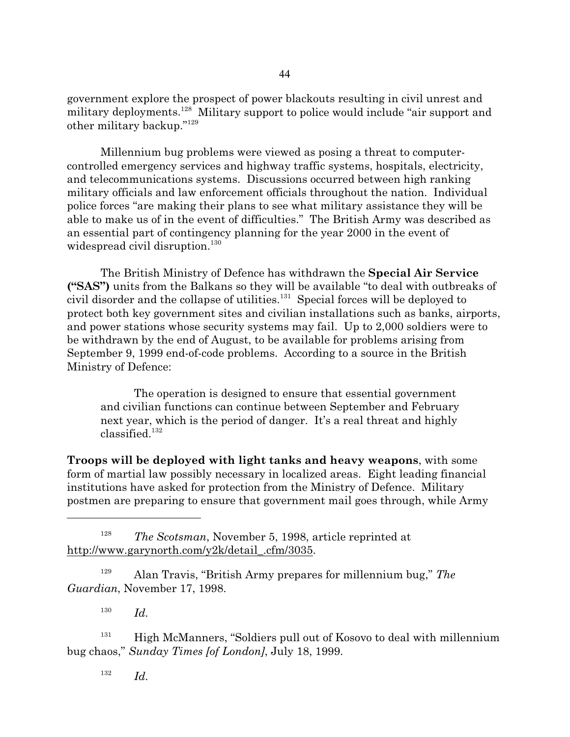government explore the prospect of power blackouts resulting in civil unrest and military deployments.[128] Military support to police would include "air support and other military backup."[129]

Millennium bug problems were viewed as posing a threat to computer-controlled emergency services and highway traffic systems, hospitals, electricity, and telecommunications systems. Discussions occurred between high ranking military officials and law enforcement officials throughout the nation. Individual police forces "are making their plans to see what military assistance they will be able to make us of in the event of difficulties." The British Army was described as an essential part of contingency planning for the year 2000 in the event of widespread civil disruption.[130]

The British Ministry of Defence has withdrawn the **Special Air Service ("SAS")** units from the Balkans so they will be available "to deal with outbreaks of civil disorder and the collapse of utilities.[131] Special forces will be deployed to protect both key government sites and civilian installations such as banks, airports, and power stations whose security systems may fail. Up to 2,000 soldiers were to be withdrawn by the end of August, to be available for problems arising from September 9, 1999 end-of-code problems. According to a source in the British Ministry of Defence:

> The operation is designed to ensure that essential government and civilian functions can continue between September and February next year, which is the period of danger. It's a real threat and highly classified.[132]

**Troops will be deployed with light tanks and heavy weapons**, with some form of martial law possibly necessary in localized areas. Eight leading financial institutions have asked for protection from the Ministry of Defence. Military postmen are preparing to ensure that government mail goes through, while Army

---

[128] *The Scotsman*, November 5, 1998, article reprinted at http://www.garynorth.com/y2k/detail_.cfm/3035.

[129] Alan Travis, "British Army prepares for millennium bug," *The Guardian*, November 17, 1998.

[130] *Id.*

[131] High McManners, "Soldiers pull out of Kosovo to deal with millennium bug chaos," *Sunday Times [of London]*, July 18, 1999.

[132] *Id.*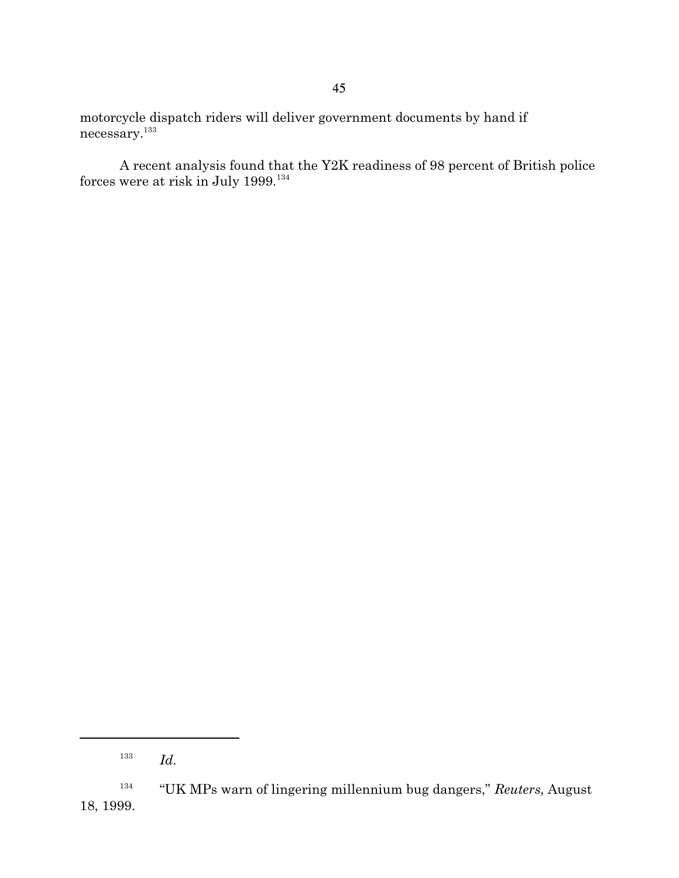motorcycle dispatch riders will deliver government documents by hand if necessary.[133]

A recent analysis found that the Y2K readiness of 98 percent of British police forces were at risk in July 1999.[134]

---

[133] *Id.*

[134] "UK MPs warn of lingering millennium bug dangers," *Reuters*, August 18, 1999.